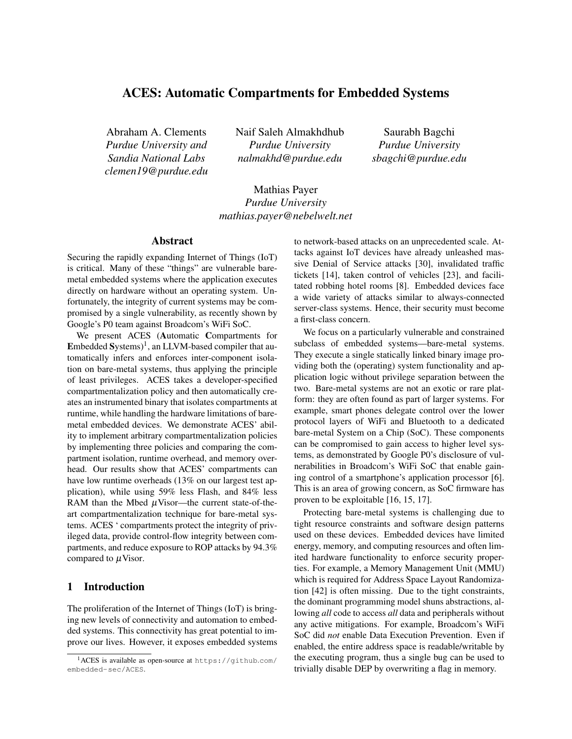# ACES: Automatic Compartments for Embedded Systems

Abraham A. Clements
*Purdue University and Sandia National Labs*
*clemen19@purdue.edu*

Naif Saleh Almakhdhub
*Purdue University*
*nalmakhd@purdue.edu*

Saurabh Bagchi
*Purdue University*
*sbagchi@purdue.edu*

Mathias Payer
*Purdue University*
*mathias.payer@nebelwelt.net*

## Abstract

Securing the rapidly expanding Internet of Things (IoT) is critical. Many of these "things" are vulnerable bare-metal embedded systems where the application executes directly on hardware without an operating system. Unfortunately, the integrity of current systems may be compromised by a single vulnerability, as recently shown by Google's P0 team against Broadcom's WiFi SoC.

We present ACES (**A**utomatic **C**ompartments for **E**mbedded **S**ystems)[1], an LLVM-based compiler that automatically infers and enforces inter-component isolation on bare-metal systems, thus applying the principle of least privileges. ACES takes a developer-specified compartmentalization policy and then automatically creates an instrumented binary that isolates compartments at runtime, while handling the hardware limitations of bare-metal embedded devices. We demonstrate ACES' ability to implement arbitrary compartmentalization policies by implementing three policies and comparing the compartment isolation, runtime overhead, and memory overhead. Our results show that ACES' compartments can have low runtime overheads (13% on our largest test application), while using 59% less Flash, and 84% less RAM than the Mbed $\mu$Visor—the current state-of-the-art compartmentalization technique for bare-metal systems. ACES ' compartments protect the integrity of privileged data, provide control-flow integrity between compartments, and reduce exposure to ROP attacks by 94.3% compared to $\mu$Visor.

## 1 Introduction

The proliferation of the Internet of Things (IoT) is bringing new levels of connectivity and automation to embedded systems. This connectivity has great potential to improve our lives. However, it exposes embedded systems to network-based attacks on an unprecedented scale. Attacks against IoT devices have already unleashed massive Denial of Service attacks [30], invalidated traffic tickets [14], taken control of vehicles [23], and facilitated robbing hotel rooms [8]. Embedded devices face a wide variety of attacks similar to always-connected server-class systems. Hence, their security must become a first-class concern.

We focus on a particularly vulnerable and constrained subclass of embedded systems—bare-metal systems. They execute a single statically linked binary image providing both the (operating) system functionality and application logic without privilege separation between the two. Bare-metal systems are not an exotic or rare platform: they are often found as part of larger systems. For example, smart phones delegate control over the lower protocol layers of WiFi and Bluetooth to a dedicated bare-metal System on a Chip (SoC). These components can be compromised to gain access to higher level systems, as demonstrated by Google P0's disclosure of vulnerabilities in Broadcom's WiFi SoC that enable gaining control of a smartphone's application processor [6]. This is an area of growing concern, as SoC firmware has proven to be exploitable [16, 15, 17].

Protecting bare-metal systems is challenging due to tight resource constraints and software design patterns used on these devices. Embedded devices have limited energy, memory, and computing resources and often limited hardware functionality to enforce security properties. For example, a Memory Management Unit (MMU) which is required for Address Space Layout Randomization [42] is often missing. Due to the tight constraints, the dominant programming model shuns abstractions, allowing *all* code to access *all* data and peripherals without any active mitigations. For example, Broadcom's WiFi SoC did *not* enable Data Execution Prevention. Even if enabled, the entire address space is readable/writable by the executing program, thus a single bug can be used to trivially disable DEP by overwriting a flag in memory.

[1] ACES is available as open-source at https://github.com/embedded-sec/ACES.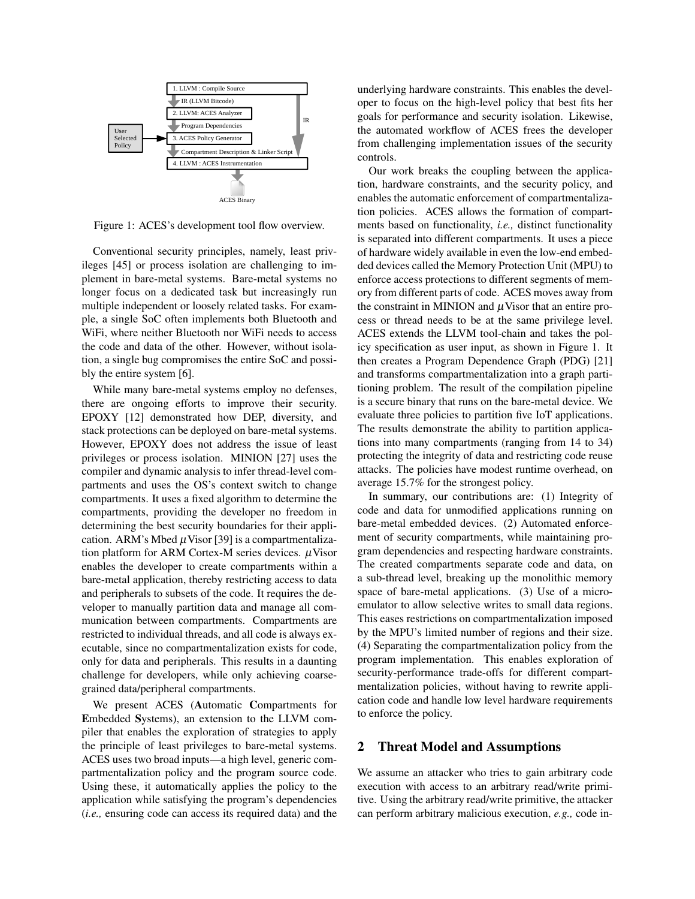Figure 1: ACES's development tool flow overview.

Conventional security principles, namely, least privileges [45] or process isolation are challenging to implement in bare-metal systems. Bare-metal systems no longer focus on a dedicated task but increasingly run multiple independent or loosely related tasks. For example, a single SoC often implements both Bluetooth and WiFi, where neither Bluetooth nor WiFi needs to access the code and data of the other. However, without isolation, a single bug compromises the entire SoC and possibly the entire system [6].

While many bare-metal systems employ no defenses, there are ongoing efforts to improve their security. EPOXY [12] demonstrated how DEP, diversity, and stack protections can be deployed on bare-metal systems. However, EPOXY does not address the issue of least privileges or process isolation. MINION [27] uses the compiler and dynamic analysis to infer thread-level compartments and uses the OS's context switch to change compartments. It uses a fixed algorithm to determine the compartments, providing the developer no freedom in determining the best security boundaries for their application. ARM's Mbed $\mu$Visor [39] is a compartmentalization platform for ARM Cortex-M series devices. $\mu$Visor enables the developer to create compartments within a bare-metal application, thereby restricting access to data and peripherals to subsets of the code. It requires the developer to manually partition data and manage all communication between compartments. Compartments are restricted to individual threads, and all code is always executable, since no compartmentalization exists for code, only for data and peripherals. This results in a daunting challenge for developers, while only achieving coarse-grained data/peripheral compartments.

We present ACES (**A**utomatic **C**ompartments for **E**mbedded **S**ystems), an extension to the LLVM compiler that enables the exploration of strategies to apply the principle of least privileges to bare-metal systems. ACES uses two broad inputs—a high level, generic compartmentalization policy and the program source code. Using these, it automatically applies the policy to the application while satisfying the program's dependencies (*i.e.,* ensuring code can access its required data) and the underlying hardware constraints. This enables the developer to focus on the high-level policy that best fits her goals for performance and security isolation. Likewise, the automated workflow of ACES frees the developer from challenging implementation issues of the security controls.

Our work breaks the coupling between the application, hardware constraints, and the security policy, and enables the automatic enforcement of compartmentalization policies. ACES allows the formation of compartments based on functionality, *i.e.,* distinct functionality is separated into different compartments. It uses a piece of hardware widely available in even the low-end embedded devices called the Memory Protection Unit (MPU) to enforce access protections to different segments of memory from different parts of code. ACES moves away from the constraint in MINION and $\mu$Visor that an entire process or thread needs to be at the same privilege level. ACES extends the LLVM tool-chain and takes the policy specification as user input, as shown in Figure 1. It then creates a Program Dependence Graph (PDG) [21] and transforms compartmentalization into a graph partitioning problem. The result of the compilation pipeline is a secure binary that runs on the bare-metal device. We evaluate three policies to partition five IoT applications. The results demonstrate the ability to partition applications into many compartments (ranging from 14 to 34) protecting the integrity of data and restricting code reuse attacks. The policies have modest runtime overhead, on average 15.7% for the strongest policy.

In summary, our contributions are: (1) Integrity of code and data for unmodified applications running on bare-metal embedded devices. (2) Automated enforcement of security compartments, while maintaining program dependencies and respecting hardware constraints. The created compartments separate code and data, on a sub-thread level, breaking up the monolithic memory space of bare-metal applications. (3) Use of a micro-emulator to allow selective writes to small data regions. This eases restrictions on compartmentalization imposed by the MPU's limited number of regions and their size. (4) Separating the compartmentalization policy from the program implementation. This enables exploration of security-performance trade-offs for different compartmentalization policies, without having to rewrite application code and handle low level hardware requirements to enforce the policy.

## 2 Threat Model and Assumptions

We assume an attacker who tries to gain arbitrary code execution with access to an arbitrary read/write primitive. Using the arbitrary read/write primitive, the attacker can perform arbitrary malicious execution, *e.g.,* code in-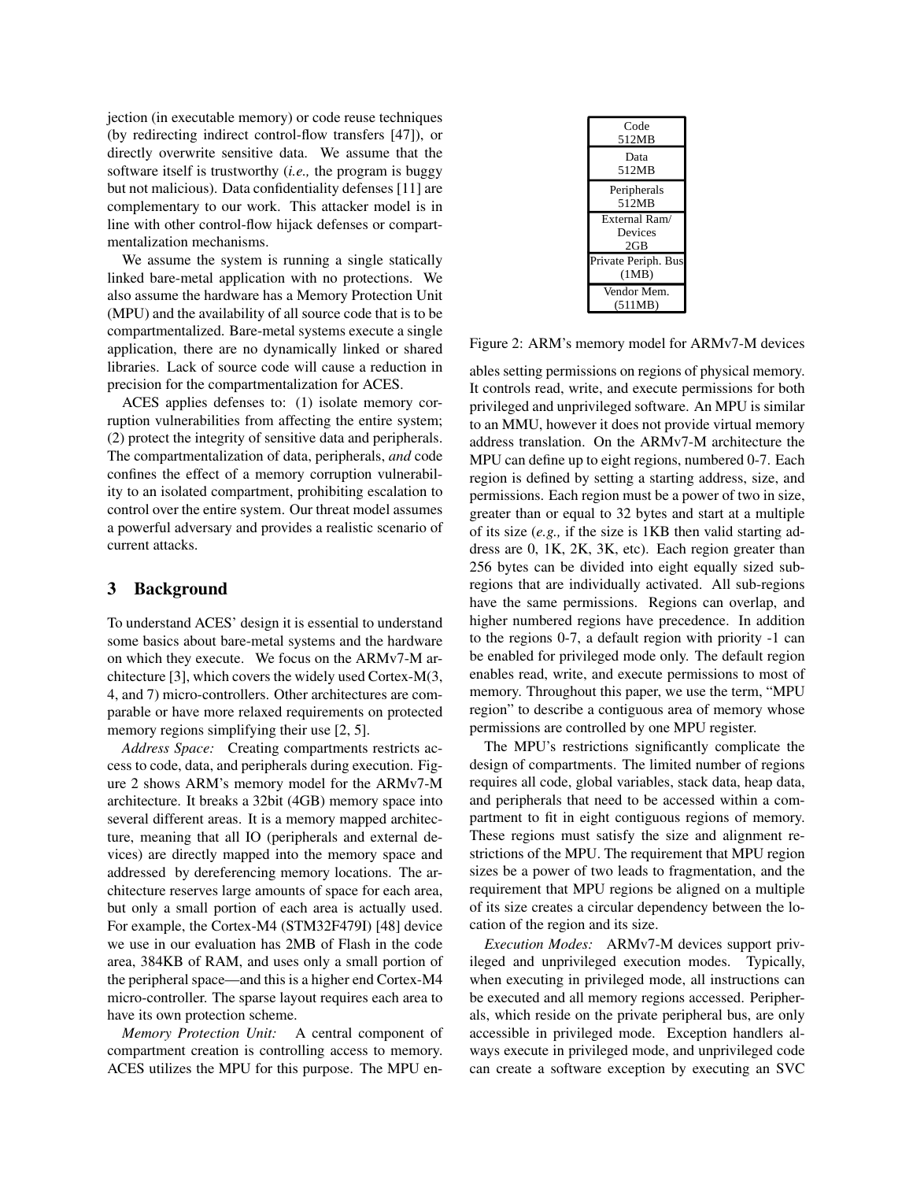jection (in executable memory) or code reuse techniques (by redirecting indirect control-flow transfers [47]), or directly overwrite sensitive data. We assume that the software itself is trustworthy (*i.e.,* the program is buggy but not malicious). Data confidentiality defenses [11] are complementary to our work. This attacker model is in line with other control-flow hijack defenses or compartmentalization mechanisms.

We assume the system is running a single statically linked bare-metal application with no protections. We also assume the hardware has a Memory Protection Unit (MPU) and the availability of all source code that is to be compartmentalized. Bare-metal systems execute a single application, there are no dynamically linked or shared libraries. Lack of source code will cause a reduction in precision for the compartmentalization for ACES.

ACES applies defenses to: (1) isolate memory corruption vulnerabilities from affecting the entire system; (2) protect the integrity of sensitive data and peripherals. The compartmentalization of data, peripherals, *and* code confines the effect of a memory corruption vulnerability to an isolated compartment, prohibiting escalation to control over the entire system. Our threat model assumes a powerful adversary and provides a realistic scenario of current attacks.

## 3 Background

To understand ACES' design it is essential to understand some basics about bare-metal systems and the hardware on which they execute. We focus on the ARMv7-M architecture [3], which covers the widely used Cortex-M(3, 4, and 7) micro-controllers. Other architectures are comparable or have more relaxed requirements on protected memory regions simplifying their use [2, 5].

*Address Space:* Creating compartments restricts access to code, data, and peripherals during execution. Figure 2 shows ARM's memory model for the ARMv7-M architecture. It breaks a 32bit (4GB) memory space into several different areas. It is a memory mapped architecture, meaning that all IO (peripherals and external devices) are directly mapped into the memory space and addressed by dereferencing memory locations. The architecture reserves large amounts of space for each area, but only a small portion of each area is actually used. For example, the Cortex-M4 (STM32F479I) [48] device we use in our evaluation has 2MB of Flash in the code area, 384KB of RAM, and uses only a small portion of the peripheral space—and this is a higher end Cortex-M4 micro-controller. The sparse layout requires each area to have its own protection scheme.

*Memory Protection Unit:* A central component of compartment creation is controlling access to memory. ACES utilizes the MPU for this purpose. The MPU enables setting permissions on regions of physical memory. It controls read, write, and execute permissions for both privileged and unprivileged software. An MPU is similar to an MMU, however it does not provide virtual memory address translation. On the ARMv7-M architecture the MPU can define up to eight regions, numbered 0-7. Each region is defined by setting a starting address, size, and permissions. Each region must be a power of two in size, greater than or equal to 32 bytes and start at a multiple of its size (*e.g.,* if the size is 1KB then valid starting address are 0, 1K, 2K, 3K, etc). Each region greater than 256 bytes can be divided into eight equally sized sub-regions that are individually activated. All sub-regions have the same permissions. Regions can overlap, and higher numbered regions have precedence. In addition to the regions 0-7, a default region with priority -1 can be enabled for privileged mode only. The default region enables read, write, and execute permissions to most of memory. Throughout this paper, we use the term, "MPU region" to describe a contiguous area of memory whose permissions are controlled by one MPU register.

| Code 512MB |
|---|
| Data 512MB |
| Peripherals 512MB |
| External Ram/ Devices 2GB |
| Private Periph. Bus (1MB) |
| Vendor Mem. (511MB) |

Figure 2: ARM's memory model for ARMv7-M devices

The MPU's restrictions significantly complicate the design of compartments. The limited number of regions requires all code, global variables, stack data, heap data, and peripherals that need to be accessed within a compartment to fit in eight contiguous regions of memory. These regions must satisfy the size and alignment restrictions of the MPU. The requirement that MPU region sizes be a power of two leads to fragmentation, and the requirement that MPU regions be aligned on a multiple of its size creates a circular dependency between the location of the region and its size.

*Execution Modes:* ARMv7-M devices support privileged and unprivileged execution modes. Typically, when executing in privileged mode, all instructions can be executed and all memory regions accessed. Peripherals, which reside on the private peripheral bus, are only accessible in privileged mode. Exception handlers always execute in privileged mode, and unprivileged code can create a software exception by executing an SVC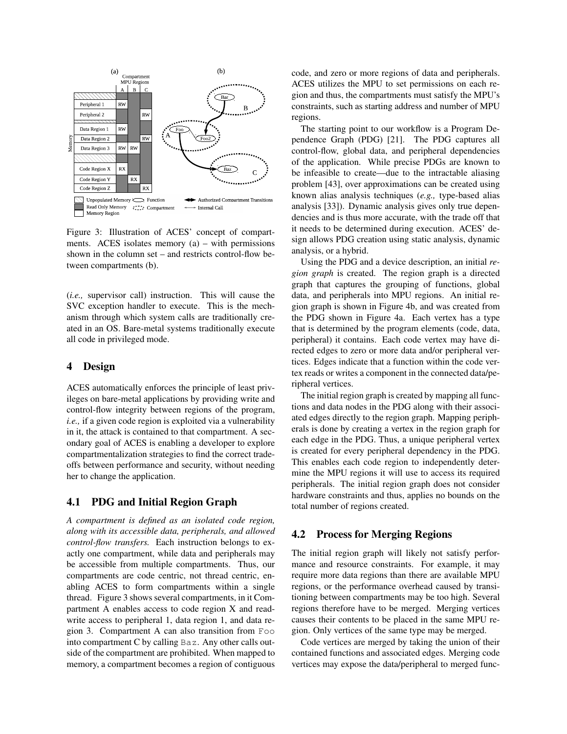Figure 3: Illustration of ACES' concept of compartments. ACES isolates memory (a) – with permissions shown in the column set – and restricts control-flow between compartments (b).

(*i.e.,* supervisor call) instruction. This will cause the SVC exception handler to execute. This is the mechanism through which system calls are traditionally created in an OS. Bare-metal systems traditionally execute all code in privileged mode.

## 4 Design

ACES automatically enforces the principle of least privileges on bare-metal applications by providing write and control-flow integrity between regions of the program, *i.e.,* if a given code region is exploited via a vulnerability in it, the attack is contained to that compartment. A secondary goal of ACES is enabling a developer to explore compartmentalization strategies to find the correct tradeoffs between performance and security, without needing her to change the application.

### 4.1 PDG and Initial Region Graph

*A compartment is defined as an isolated code region, along with its accessible data, peripherals, and allowed control-flow transfers.* Each instruction belongs to exactly one compartment, while data and peripherals may be accessible from multiple compartments. Thus, our compartments are code centric, not thread centric, enabling ACES to form compartments within a single thread. Figure 3 shows several compartments, in it Compartment A enables access to code region X and read-write access to peripheral 1, data region 1, and data region 3. Compartment A can also transition from `Foo` into compartment C by calling `Baz`. Any other calls outside of the compartment are prohibited. When mapped to memory, a compartment becomes a region of contiguous code, and zero or more regions of data and peripherals. ACES utilizes the MPU to set permissions on each region and thus, the compartments must satisfy the MPU's constraints, such as starting address and number of MPU regions.

The starting point to our workflow is a Program Dependence Graph (PDG) [21]. The PDG captures all control-flow, global data, and peripheral dependencies of the application. While precise PDGs are known to be infeasible to create—due to the intractable aliasing problem [43], over approximations can be created using known alias analysis techniques (*e.g.,* type-based alias analysis [33]). Dynamic analysis gives only true dependencies and is thus more accurate, with the trade off that it needs to be determined during execution. ACES' design allows PDG creation using static analysis, dynamic analysis, or a hybrid.

Using the PDG and a device description, an initial *region graph* is created. The region graph is a directed graph that captures the grouping of functions, global data, and peripherals into MPU regions. An initial region graph is shown in Figure 4b, and was created from the PDG shown in Figure 4a. Each vertex has a type that is determined by the program elements (code, data, peripheral) it contains. Each code vertex may have directed edges to zero or more data and/or peripheral vertices. Edges indicate that a function within the code vertex reads or writes a component in the connected data/peripheral vertices.

The initial region graph is created by mapping all functions and data nodes in the PDG along with their associated edges directly to the region graph. Mapping peripherals is done by creating a vertex in the region graph for each edge in the PDG. Thus, a unique peripheral vertex is created for every peripheral dependency in the PDG. This enables each code region to independently determine the MPU regions it will use to access its required peripherals. The initial region graph does not consider hardware constraints and thus, applies no bounds on the total number of regions created.

### 4.2 Process for Merging Regions

The initial region graph will likely not satisfy performance and resource constraints. For example, it may require more data regions than there are available MPU regions, or the performance overhead caused by transitioning between compartments may be too high. Several regions therefore have to be merged. Merging vertices causes their contents to be placed in the same MPU region. Only vertices of the same type may be merged.

Code vertices are merged by taking the union of their contained functions and associated edges. Merging code vertices may expose the data/peripheral to merged func-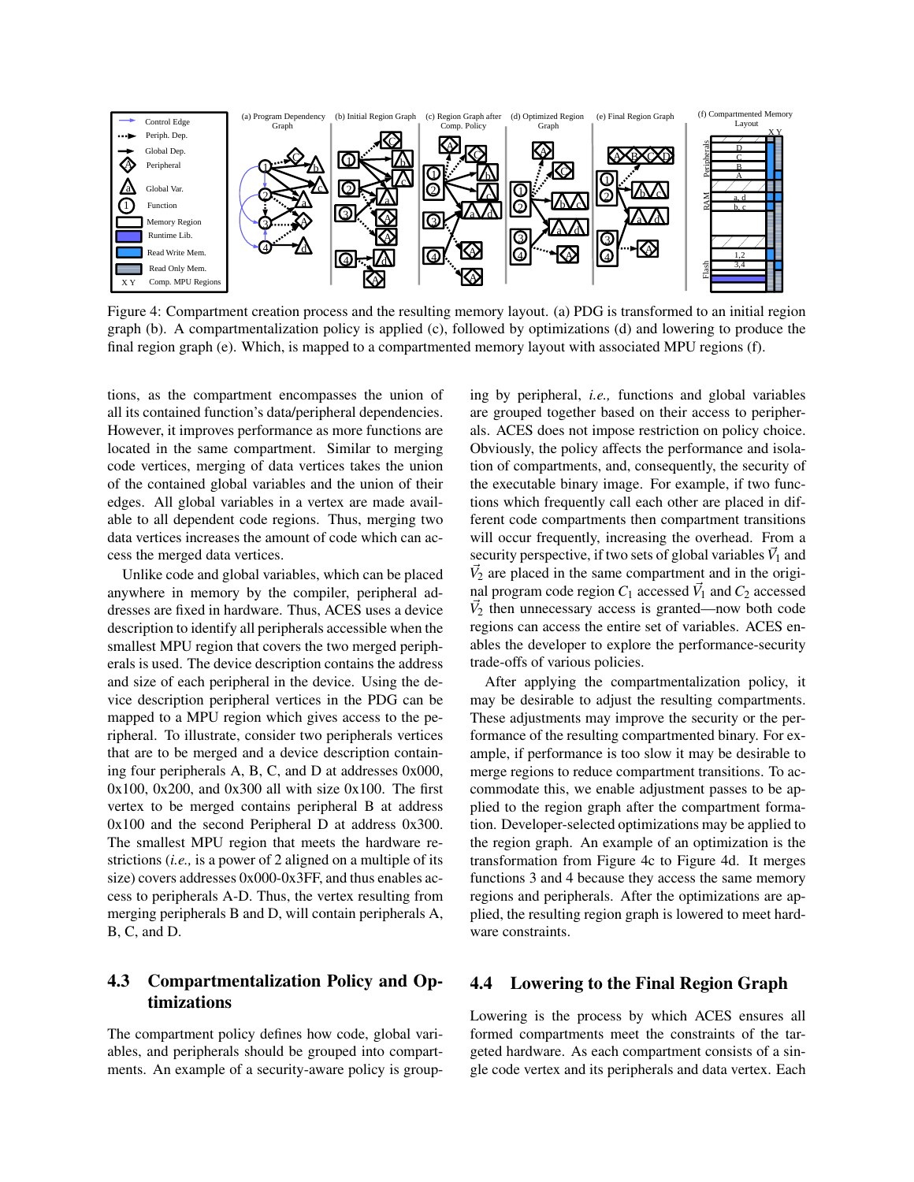Figure 4: Compartment creation process and the resulting memory layout. (a) PDG is transformed to an initial region graph (b). A compartmentalization policy is applied (c), followed by optimizations (d) and lowering to produce the final region graph (e). Which, is mapped to a compartmented memory layout with associated MPU regions (f).

tions, as the compartment encompasses the union of all its contained function's data/peripheral dependencies. However, it improves performance as more functions are located in the same compartment. Similar to merging code vertices, merging of data vertices takes the union of the contained global variables and the union of their edges. All global variables in a vertex are made available to all dependent code regions. Thus, merging two data vertices increases the amount of code which can access the merged data vertices.

Unlike code and global variables, which can be placed anywhere in memory by the compiler, peripheral addresses are fixed in hardware. Thus, ACES uses a device description to identify all peripherals accessible when the smallest MPU region that covers the two merged peripherals is used. The device description contains the address and size of each peripheral in the device. Using the device description peripheral vertices in the PDG can be mapped to a MPU region which gives access to the peripheral. To illustrate, consider two peripherals vertices that are to be merged and a device description containing four peripherals A, B, C, and D at addresses 0x000, 0x100, 0x200, and 0x300 all with size 0x100. The first vertex to be merged contains peripheral B at address 0x100 and the second Peripheral D at address 0x300. The smallest MPU region that meets the hardware restrictions (*i.e.,* is a power of 2 aligned on a multiple of its size) covers addresses 0x000-0x3FF, and thus enables access to peripherals A-D. Thus, the vertex resulting from merging peripherals B and D, will contain peripherals A, B, C, and D.

## 4.3 Compartmentalization Policy and Optimizations

The compartment policy defines how code, global variables, and peripherals should be grouped into compartments. An example of a security-aware policy is grouping by peripheral, *i.e.,* functions and global variables are grouped together based on their access to peripherals. ACES does not impose restriction on policy choice. Obviously, the policy affects the performance and isolation of compartments, and, consequently, the security of the executable binary image. For example, if two functions which frequently call each other are placed in different code compartments then compartment transitions will occur frequently, increasing the overhead. From a security perspective, if two sets of global variables $\vec{V}_1$ and $\vec{V}_2$ are placed in the same compartment and in the original program code region $C_1$ accessed $\vec{V}_1$ and $C_2$ accessed $\vec{V}_2$ then unnecessary access is granted—now both code regions can access the entire set of variables. ACES enables the developer to explore the performance-security trade-offs of various policies.

After applying the compartmentalization policy, it may be desirable to adjust the resulting compartments. These adjustments may improve the security or the performance of the resulting compartmented binary. For example, if performance is too slow it may be desirable to merge regions to reduce compartment transitions. To accommodate this, we enable adjustment passes to be applied to the region graph after the compartment formation. Developer-selected optimizations may be applied to the region graph. An example of an optimization is the transformation from Figure 4c to Figure 4d. It merges functions 3 and 4 because they access the same memory regions and peripherals. After the optimizations are applied, the resulting region graph is lowered to meet hardware constraints.

## 4.4 Lowering to the Final Region Graph

Lowering is the process by which ACES ensures all formed compartments meet the constraints of the targeted hardware. As each compartment consists of a single code vertex and its peripherals and data vertex. Each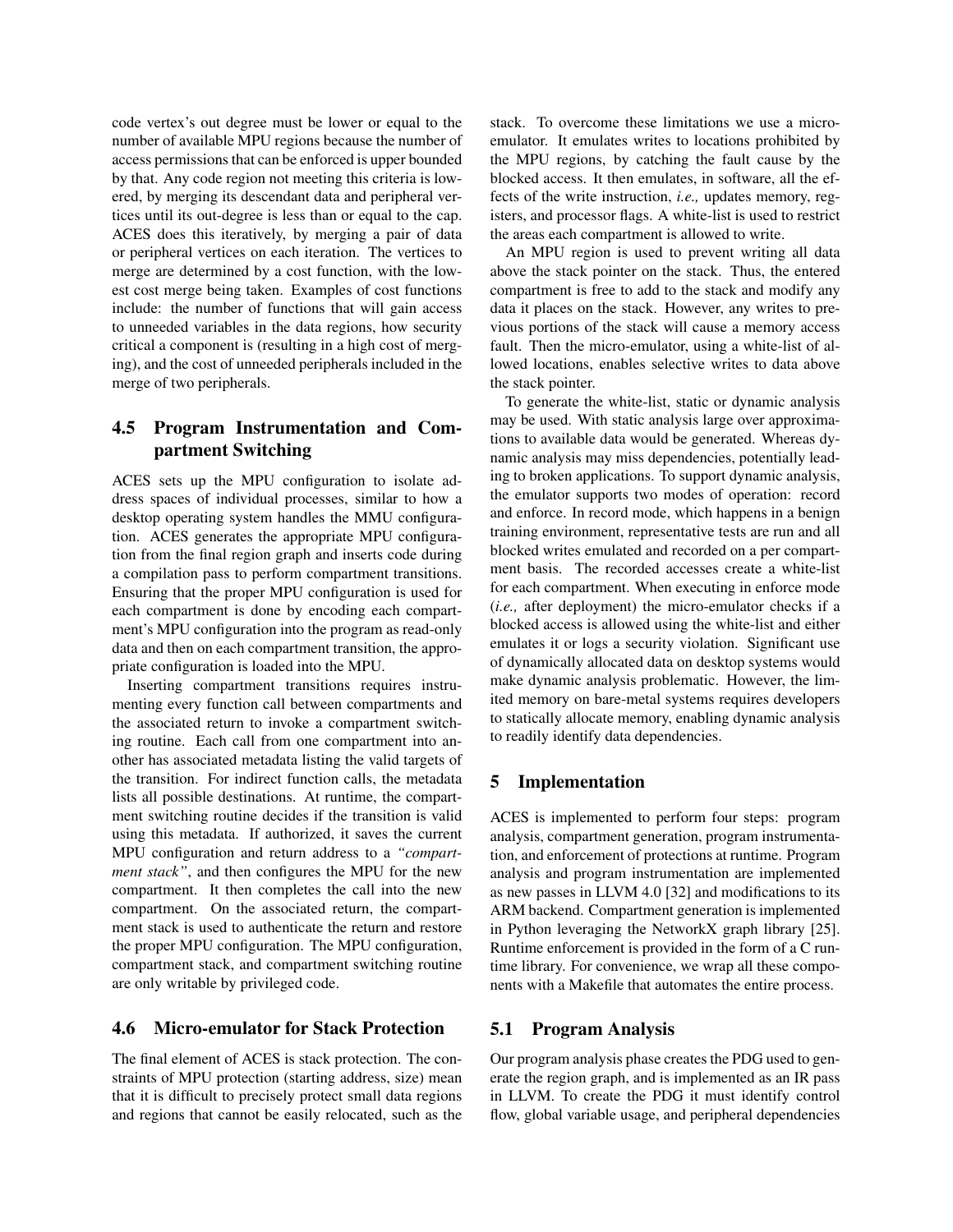code vertex's out degree must be lower or equal to the number of available MPU regions because the number of access permissions that can be enforced is upper bounded by that. Any code region not meeting this criteria is lowered, by merging its descendant data and peripheral vertices until its out-degree is less than or equal to the cap. ACES does this iteratively, by merging a pair of data or peripheral vertices on each iteration. The vertices to merge are determined by a cost function, with the lowest cost merge being taken. Examples of cost functions include: the number of functions that will gain access to unneeded variables in the data regions, how security critical a component is (resulting in a high cost of merging), and the cost of unneeded peripherals included in the merge of two peripherals.

### 4.5 Program Instrumentation and Compartment Switching

ACES sets up the MPU configuration to isolate address spaces of individual processes, similar to how a desktop operating system handles the MMU configuration. ACES generates the appropriate MPU configuration from the final region graph and inserts code during a compilation pass to perform compartment transitions. Ensuring that the proper MPU configuration is used for each compartment is done by encoding each compartment's MPU configuration into the program as read-only data and then on each compartment transition, the appropriate configuration is loaded into the MPU.

Inserting compartment transitions requires instrumenting every function call between compartments and the associated return to invoke a compartment switching routine. Each call from one compartment into another has associated metadata listing the valid targets of the transition. For indirect function calls, the metadata lists all possible destinations. At runtime, the compartment switching routine decides if the transition is valid using this metadata. If authorized, it saves the current MPU configuration and return address to a *"compartment stack"*, and then configures the MPU for the new compartment. It then completes the call into the new compartment. On the associated return, the compartment stack is used to authenticate the return and restore the proper MPU configuration. The MPU configuration, compartment stack, and compartment switching routine are only writable by privileged code.

### 4.6 Micro-emulator for Stack Protection

The final element of ACES is stack protection. The constraints of MPU protection (starting address, size) mean that it is difficult to precisely protect small data regions and regions that cannot be easily relocated, such as the stack. To overcome these limitations we use a micro-emulator. It emulates writes to locations prohibited by the MPU regions, by catching the fault cause by the blocked access. It then emulates, in software, all the effects of the write instruction, *i.e.,* updates memory, registers, and processor flags. A white-list is used to restrict the areas each compartment is allowed to write.

An MPU region is used to prevent writing all data above the stack pointer on the stack. Thus, the entered compartment is free to add to the stack and modify any data it places on the stack. However, any writes to previous portions of the stack will cause a memory access fault. Then the micro-emulator, using a white-list of allowed locations, enables selective writes to data above the stack pointer.

To generate the white-list, static or dynamic analysis may be used. With static analysis large over approximations to available data would be generated. Whereas dynamic analysis may miss dependencies, potentially leading to broken applications. To support dynamic analysis, the emulator supports two modes of operation: record and enforce. In record mode, which happens in a benign training environment, representative tests are run and all blocked writes emulated and recorded on a per compartment basis. The recorded accesses create a white-list for each compartment. When executing in enforce mode (*i.e.,* after deployment) the micro-emulator checks if a blocked access is allowed using the white-list and either emulates it or logs a security violation. Significant use of dynamically allocated data on desktop systems would make dynamic analysis problematic. However, the limited memory on bare-metal systems requires developers to statically allocate memory, enabling dynamic analysis to readily identify data dependencies.

## 5 Implementation

ACES is implemented to perform four steps: program analysis, compartment generation, program instrumentation, and enforcement of protections at runtime. Program analysis and program instrumentation are implemented as new passes in LLVM 4.0 [32] and modifications to its ARM backend. Compartment generation is implemented in Python leveraging the NetworkX graph library [25]. Runtime enforcement is provided in the form of a C runtime library. For convenience, we wrap all these components with a Makefile that automates the entire process.

### 5.1 Program Analysis

Our program analysis phase creates the PDG used to generate the region graph, and is implemented as an IR pass in LLVM. To create the PDG it must identify control flow, global variable usage, and peripheral dependencies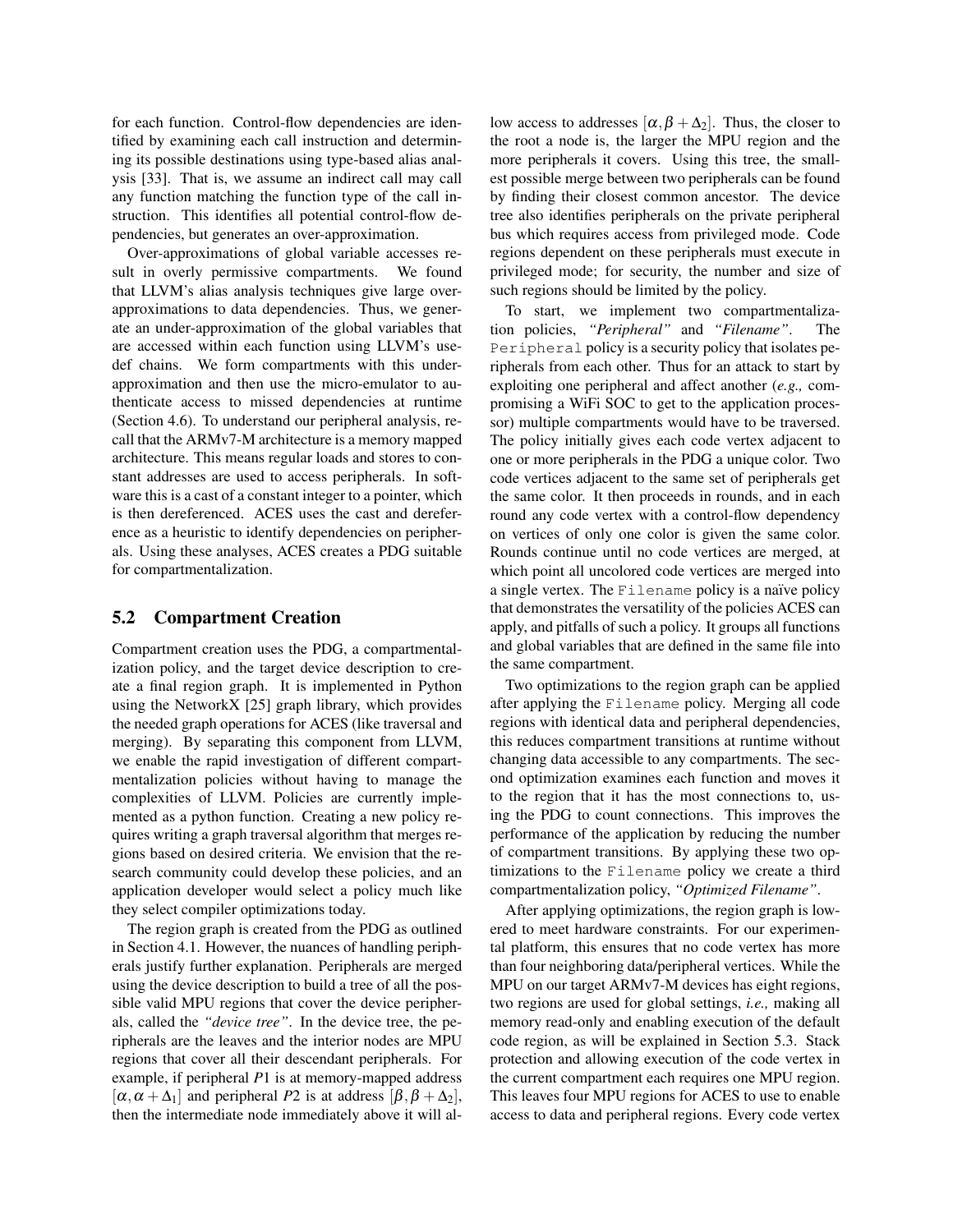for each function. Control-flow dependencies are identified by examining each call instruction and determining its possible destinations using type-based alias analysis [33]. That is, we assume an indirect call may call any function matching the function type of the call instruction. This identifies all potential control-flow dependencies, but generates an over-approximation.

Over-approximations of global variable accesses result in overly permissive compartments. We found that LLVM's alias analysis techniques give large over-approximations to data dependencies. Thus, we generate an under-approximation of the global variables that are accessed within each function using LLVM's use-def chains. We form compartments with this under-approximation and then use the micro-emulator to authenticate access to missed dependencies at runtime (Section 4.6). To understand our peripheral analysis, recall that the ARMv7-M architecture is a memory mapped architecture. This means regular loads and stores to constant addresses are used to access peripherals. In software this is a cast of a constant integer to a pointer, which is then dereferenced. ACES uses the cast and dereference as a heuristic to identify dependencies on peripherals. Using these analyses, ACES creates a PDG suitable for compartmentalization.

## 5.2 Compartment Creation

Compartment creation uses the PDG, a compartmentalization policy, and the target device description to create a final region graph. It is implemented in Python using the NetworkX [25] graph library, which provides the needed graph operations for ACES (like traversal and merging). By separating this component from LLVM, we enable the rapid investigation of different compartmentalization policies without having to manage the complexities of LLVM. Policies are currently implemented as a python function. Creating a new policy requires writing a graph traversal algorithm that merges regions based on desired criteria. We envision that the research community could develop these policies, and an application developer would select a policy much like they select compiler optimizations today.

The region graph is created from the PDG as outlined in Section 4.1. However, the nuances of handling peripherals justify further explanation. Peripherals are merged using the device description to build a tree of all the possible valid MPU regions that cover the device peripherals, called the *"device tree"*. In the device tree, the peripherals are the leaves and the interior nodes are MPU regions that cover all their descendant peripherals. For example, if peripheral $P1$ is at memory-mapped address $[\alpha, \alpha+\Delta_1]$ and peripheral $P2$ is at address $[\beta, \beta+\Delta_2]$, then the intermediate node immediately above it will allow access to addresses $[\alpha, \beta+\Delta_2]$. Thus, the closer to the root a node is, the larger the MPU region and the more peripherals it covers. Using this tree, the smallest possible merge between two peripherals can be found by finding their closest common ancestor. The device tree also identifies peripherals on the private peripheral bus which requires access from privileged mode. Code regions dependent on these peripherals must execute in privileged mode; for security, the number and size of such regions should be limited by the policy.

To start, we implement two compartmentalization policies, *"Peripheral"* and *"Filename"*. The `Peripheral` policy is a security policy that isolates peripherals from each other. Thus for an attack to start by exploiting one peripheral and affect another (*e.g.,* compromising a WiFi SOC to get to the application processor) multiple compartments would have to be traversed. The policy initially gives each code vertex adjacent to one or more peripherals in the PDG a unique color. Two code vertices adjacent to the same set of peripherals get the same color. It then proceeds in rounds, and in each round any code vertex with a control-flow dependency on vertices of only one color is given the same color. Rounds continue until no code vertices are merged, at which point all uncolored code vertices are merged into a single vertex. The `Filename` policy is a naïve policy that demonstrates the versatility of the policies ACES can apply, and pitfalls of such a policy. It groups all functions and global variables that are defined in the same file into the same compartment.

Two optimizations to the region graph can be applied after applying the `Filename` policy. Merging all code regions with identical data and peripheral dependencies, this reduces compartment transitions at runtime without changing data accessible to any compartments. The second optimization examines each function and moves it to the region that it has the most connections to, using the PDG to count connections. This improves the performance of the application by reducing the number of compartment transitions. By applying these two optimizations to the `Filename` policy we create a third compartmentalization policy, *"Optimized Filename"*.

After applying optimizations, the region graph is lowered to meet hardware constraints. For our experimental platform, this ensures that no code vertex has more than four neighboring data/peripheral vertices. While the MPU on our target ARMv7-M devices has eight regions, two regions are used for global settings, *i.e.,* making all memory read-only and enabling execution of the default code region, as will be explained in Section 5.3. Stack protection and allowing execution of the code vertex in the current compartment each requires one MPU region. This leaves four MPU regions for ACES to use to enable access to data and peripheral regions. Every code vertex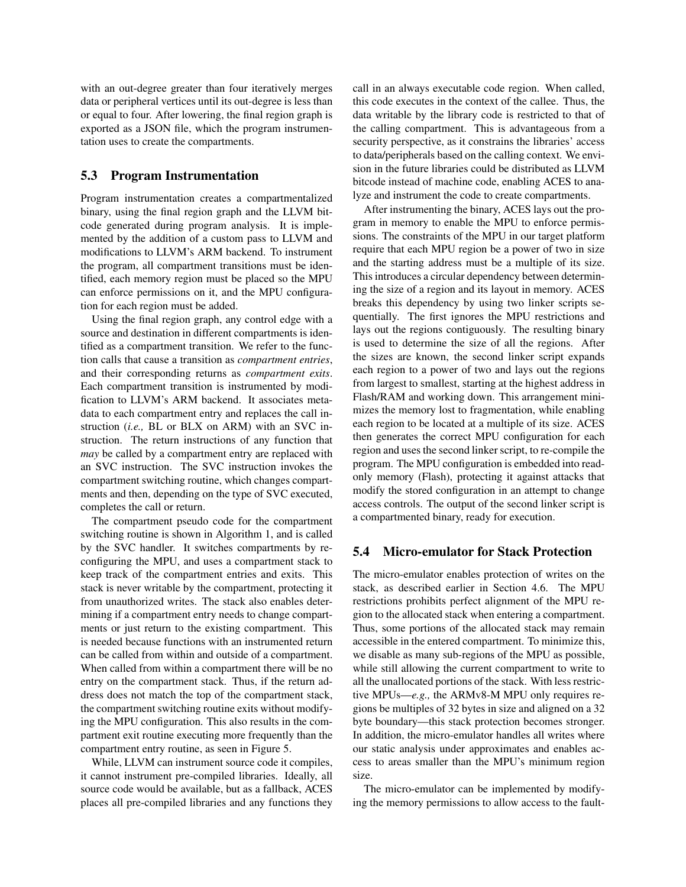with an out-degree greater than four iteratively merges data or peripheral vertices until its out-degree is less than or equal to four. After lowering, the final region graph is exported as a JSON file, which the program instrumentation uses to create the compartments.

## 5.3 Program Instrumentation

Program instrumentation creates a compartmentalized binary, using the final region graph and the LLVM bitcode generated during program analysis. It is implemented by the addition of a custom pass to LLVM and modifications to LLVM's ARM backend. To instrument the program, all compartment transitions must be identified, each memory region must be placed so the MPU can enforce permissions on it, and the MPU configuration for each region must be added.

Using the final region graph, any control edge with a source and destination in different compartments is identified as a compartment transition. We refer to the function calls that cause a transition as *compartment entries*, and their corresponding returns as *compartment exits*. Each compartment transition is instrumented by modification to LLVM's ARM backend. It associates metadata to each compartment entry and replaces the call instruction (*i.e.,* BL or BLX on ARM) with an SVC instruction. The return instructions of any function that *may* be called by a compartment entry are replaced with an SVC instruction. The SVC instruction invokes the compartment switching routine, which changes compartments and then, depending on the type of SVC executed, completes the call or return.

The compartment pseudo code for the compartment switching routine is shown in Algorithm 1, and is called by the SVC handler. It switches compartments by reconfiguring the MPU, and uses a compartment stack to keep track of the compartment entries and exits. This stack is never writable by the compartment, protecting it from unauthorized writes. The stack also enables determining if a compartment entry needs to change compartments or just return to the existing compartment. This is needed because functions with an instrumented return can be called from within and outside of a compartment. When called from within a compartment there will be no entry on the compartment stack. Thus, if the return address does not match the top of the compartment stack, the compartment switching routine exits without modifying the MPU configuration. This also results in the compartment exit routine executing more frequently than the compartment entry routine, as seen in Figure 5.

While, LLVM can instrument source code it compiles, it cannot instrument pre-compiled libraries. Ideally, all source code would be available, but as a fallback, ACES places all pre-compiled libraries and any functions they call in an always executable code region. When called, this code executes in the context of the callee. Thus, the data writable by the library code is restricted to that of the calling compartment. This is advantageous from a security perspective, as it constrains the libraries' access to data/peripherals based on the calling context. We envision in the future libraries could be distributed as LLVM bitcode instead of machine code, enabling ACES to analyze and instrument the code to create compartments.

After instrumenting the binary, ACES lays out the program in memory to enable the MPU to enforce permissions. The constraints of the MPU in our target platform require that each MPU region be a power of two in size and the starting address must be a multiple of its size. This introduces a circular dependency between determining the size of a region and its layout in memory. ACES breaks this dependency by using two linker scripts sequentially. The first ignores the MPU restrictions and lays out the regions contiguously. The resulting binary is used to determine the size of all the regions. After the sizes are known, the second linker script expands each region to a power of two and lays out the regions from largest to smallest, starting at the highest address in Flash/RAM and working down. This arrangement minimizes the memory lost to fragmentation, while enabling each region to be located at a multiple of its size. ACES then generates the correct MPU configuration for each region and uses the second linker script, to re-compile the program. The MPU configuration is embedded into read-only memory (Flash), protecting it against attacks that modify the stored configuration in an attempt to change access controls. The output of the second linker script is a compartmented binary, ready for execution.

## 5.4 Micro-emulator for Stack Protection

The micro-emulator enables protection of writes on the stack, as described earlier in Section 4.6. The MPU restrictions prohibits perfect alignment of the MPU region to the allocated stack when entering a compartment. Thus, some portions of the allocated stack may remain accessible in the entered compartment. To minimize this, we disable as many sub-regions of the MPU as possible, while still allowing the current compartment to write to all the unallocated portions of the stack. With less restrictive MPUs—*e.g.,* the ARMv8-M MPU only requires regions be multiples of 32 bytes in size and aligned on a 32 byte boundary—this stack protection becomes stronger. In addition, the micro-emulator handles all writes where our static analysis under approximates and enables access to areas smaller than the MPU's minimum region size.

The micro-emulator can be implemented by modifying the memory permissions to allow access to the fault-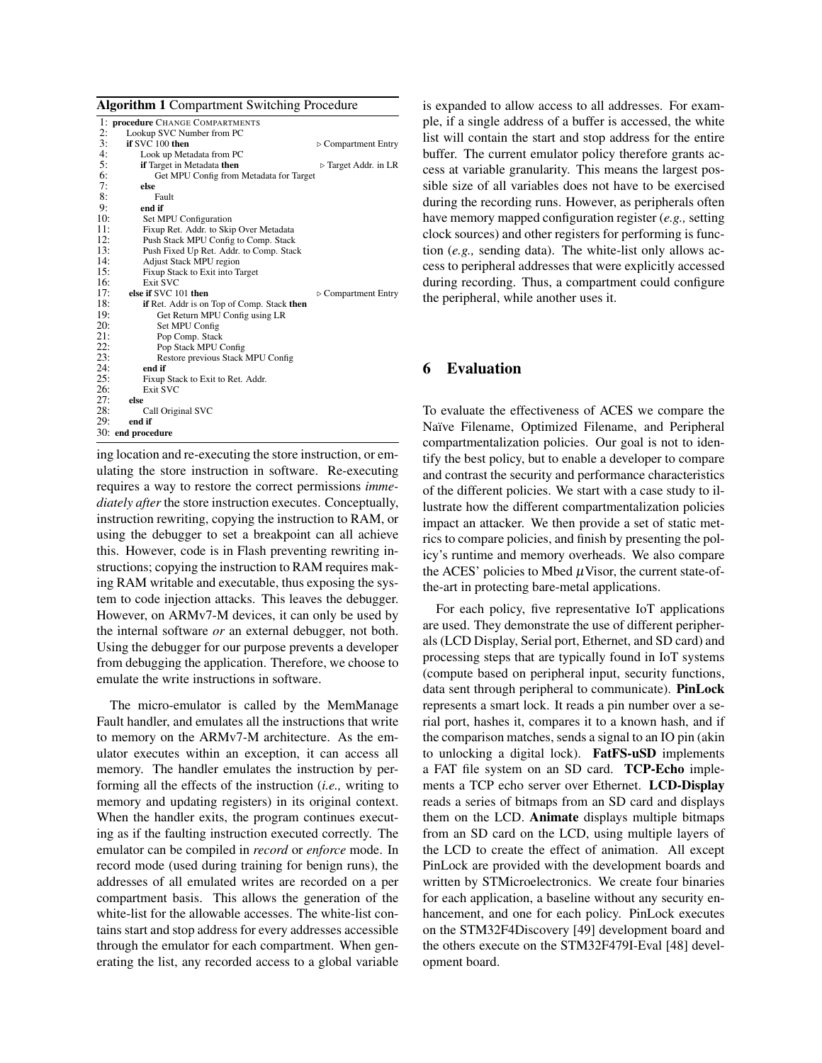**Algorithm 1** Compartment Switching Procedure

```
1: procedure CHANGE COMPARTMENTS
2:     Lookup SVC Number from PC
3:     if SVC 100 then                                   ▷ Compartment Entry
4:         Look up Metadata from PC
5:         if Target in Metadata then                    ▷ Target Addr. in LR
6:             Get MPU Config from Metadata for Target
7:         else
8:             Fault
9:         end if
10:        Set MPU Configuration
11:        Fixup Ret. Addr. to Skip Over Metadata
12:        Push Stack MPU Config to Comp. Stack
13:        Push Fixed Up Ret. Addr. to Comp. Stack
14:        Adjust Stack MPU region
15:        Fixup Stack to Exit into Target
16:        Exit SVC
17:    else if SVC 101 then                              ▷ Compartment Entry
18:        if Ret. Addr is on Top of Comp. Stack then
19:            Get Return MPU Config using LR
20:            Set MPU Config
21:            Pop Comp. Stack
22:            Pop Stack MPU Config
23:            Restore previous Stack MPU Config
24:        end if
25:        Fixup Stack to Exit to Ret. Addr.
26:        Exit SVC
27:    else
28:        Call Original SVC
29:    end if
30: end procedure
```

ing location and re-executing the store instruction, or emulating the store instruction in software. Re-executing requires a way to restore the correct permissions *immediately after* the store instruction executes. Conceptually, instruction rewriting, copying the instruction to RAM, or using the debugger to set a breakpoint can all achieve this. However, code is in Flash preventing rewriting instructions; copying the instruction to RAM requires making RAM writable and executable, thus exposing the system to code injection attacks. This leaves the debugger. However, on ARMv7-M devices, it can only be used by the internal software *or* an external debugger, not both. Using the debugger for our purpose prevents a developer from debugging the application. Therefore, we choose to emulate the write instructions in software.

The micro-emulator is called by the MemManage Fault handler, and emulates all the instructions that write to memory on the ARMv7-M architecture. As the emulator executes within an exception, it can access all memory. The handler emulates the instruction by performing all the effects of the instruction (*i.e.,* writing to memory and updating registers) in its original context. When the handler exits, the program continues executing as if the faulting instruction executed correctly. The emulator can be compiled in *record* or *enforce* mode. In record mode (used during training for benign runs), the addresses of all emulated writes are recorded on a per compartment basis. This allows the generation of the white-list for the allowable accesses. The white-list contains start and stop address for every addresses accessible through the emulator for each compartment. When generating the list, any recorded access to a global variable is expanded to allow access to all addresses. For example, if a single address of a buffer is accessed, the white list will contain the start and stop address for the entire buffer. The current emulator policy therefore grants access at variable granularity. This means the largest possible size of all variables does not have to be exercised during the recording runs. However, as peripherals often have memory mapped configuration register (*e.g.,* setting clock sources) and other registers for performing is function (*e.g.,* sending data). The white-list only allows access to peripheral addresses that were explicitly accessed during recording. Thus, a compartment could configure the peripheral, while another uses it.

## 6 Evaluation

To evaluate the effectiveness of ACES we compare the Naïve Filename, Optimized Filename, and Peripheral compartmentalization policies. Our goal is not to identify the best policy, but to enable a developer to compare and contrast the security and performance characteristics of the different policies. We start with a case study to illustrate how the different compartmentalization policies impact an attacker. We then provide a set of static metrics to compare policies, and finish by presenting the policy's runtime and memory overheads. We also compare the ACES' policies to Mbed $\mu$Visor, the current state-of-the-art in protecting bare-metal applications.

For each policy, five representative IoT applications are used. They demonstrate the use of different peripherals (LCD Display, Serial port, Ethernet, and SD card) and processing steps that are typically found in IoT systems (compute based on peripheral input, security functions, data sent through peripheral to communicate). **PinLock** represents a smart lock. It reads a pin number over a serial port, hashes it, compares it to a known hash, and if the comparison matches, sends a signal to an IO pin (akin to unlocking a digital lock). **FatFS-uSD** implements a FAT file system on an SD card. **TCP-Echo** implements a TCP echo server over Ethernet. **LCD-Display** reads a series of bitmaps from an SD card and displays them on the LCD. **Animate** displays multiple bitmaps from an SD card on the LCD, using multiple layers of the LCD to create the effect of animation. All except PinLock are provided with the development boards and written by STMicroelectronics. We create four binaries for each application, a baseline without any security enhancement, and one for each policy. PinLock executes on the STM32F4Discovery [49] development board and the others execute on the STM32F479I-Eval [48] development board.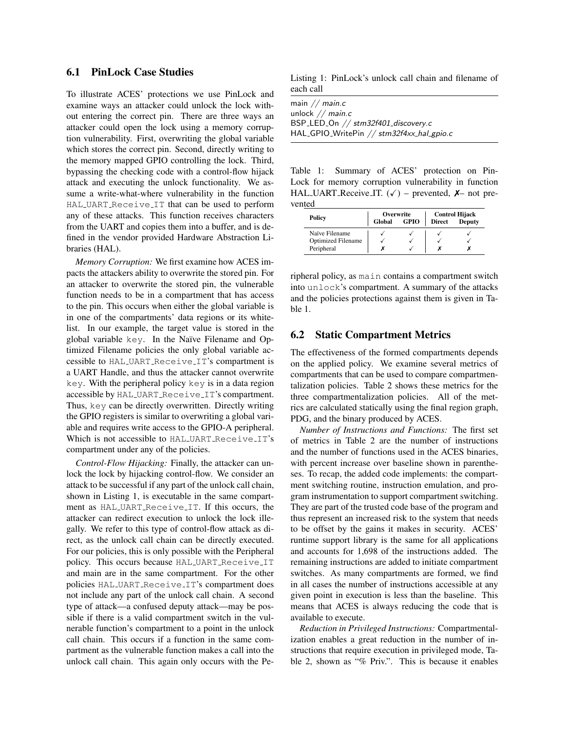### 6.1 PinLock Case Studies

To illustrate ACES' protections we use PinLock and examine ways an attacker could unlock the lock without entering the correct pin. There are three ways an attacker could open the lock using a memory corruption vulnerability. First, overwriting the global variable which stores the correct pin. Second, directly writing to the memory mapped GPIO controlling the lock. Third, bypassing the checking code with a control-flow hijack attack and executing the unlock functionality. We assume a write-what-where vulnerability in the function `HAL_UART_Receive_IT` that can be used to perform any of these attacks. This function receives characters from the UART and copies them into a buffer, and is defined in the vendor provided Hardware Abstraction Libraries (HAL).

*Memory Corruption:* We first examine how ACES impacts the attackers ability to overwrite the stored pin. For an attacker to overwrite the stored pin, the vulnerable function needs to be in a compartment that has access to the pin. This occurs when either the global variable is in one of the compartments' data regions or its whitelist. In our example, the target value is stored in the global variable `key`. In the Naïve Filename and Optimized Filename policies the only global variable accessible to `HAL_UART_Receive_IT`'s compartment is a UART Handle, and thus the attacker cannot overwrite `key`. With the peripheral policy `key` is in a data region accessible by `HAL_UART_Receive_IT`'s compartment. Thus, `key` can be directly overwritten. Directly writing the GPIO registers is similar to overwriting a global variable and requires write access to the GPIO-A peripheral. Which is not accessible to `HAL_UART_Receive_IT`'s compartment under any of the policies.

*Control-Flow Hijacking:* Finally, the attacker can unlock the lock by hijacking control-flow. We consider an attack to be successful if any part of the unlock call chain, shown in Listing 1, is executable in the same compartment as `HAL_UART_Receive_IT`. If this occurs, the attacker can redirect execution to unlock the lock illegally. We refer to this type of control-flow attack as direct, as the unlock call chain can be directly executed. For our policies, this is only possible with the Peripheral policy. This occurs because `HAL_UART_Receive_IT` and main are in the same compartment. For the other policies `HAL_UART_Receive_IT`'s compartment does not include any part of the unlock call chain. A second type of attack—a confused deputy attack—may be possible if there is a valid compartment switch in the vulnerable function's compartment to a point in the unlock call chain. This occurs if a function in the same compartment as the vulnerable function makes a call into the unlock call chain. This again only occurs with the Peripheral policy, as `main` contains a compartment switch into `unlock`'s compartment. A summary of the attacks and the policies protections against them is given in Table 1.

Listing 1: PinLock's unlock call chain and filename of each call

```
main // main.c
unlock // main.c
BSP_LED_On // stm32f401_discovery.c
HAL_GPIO_WritePin // stm32f4xx_hal_gpio.c
```

Table 1: Summary of ACES' protection on PinLock for memory corruption vulnerability in function HAL_UART_Receive_IT. (✓) – prevented, ✗– not prevented

| Policy | Overwrite | | Control Hijack | |
|---|---|---|---|---|
| | Global | GPIO | Direct | Deputy |
| Naïve Filename | ✓ | ✓ | ✓ | ✓ |
| Optimized Filename | ✓ | ✓ | ✓ | ✓ |
| Peripheral | ✗ | ✓ | ✗ | ✗ |

### 6.2 Static Compartment Metrics

The effectiveness of the formed compartments depends on the applied policy. We examine several metrics of compartments that can be used to compare compartmentalization policies. Table 2 shows these metrics for the three compartmentalization policies. All of the metrics are calculated statically using the final region graph, PDG, and the binary produced by ACES.

*Number of Instructions and Functions:* The first set of metrics in Table 2 are the number of instructions and the number of functions used in the ACES binaries, with percent increase over baseline shown in parentheses. To recap, the added code implements: the compartment switching routine, instruction emulation, and program instrumentation to support compartment switching. They are part of the trusted code base of the program and thus represent an increased risk to the system that needs to be offset by the gains it makes in security. ACES' runtime support library is the same for all applications and accounts for 1,698 of the instructions added. The remaining instructions are added to initiate compartment switches. As many compartments are formed, we find in all cases the number of instructions accessible at any given point in execution is less than the baseline. This means that ACES is always reducing the code that is available to execute.

*Reduction in Privileged Instructions:* Compartmentalization enables a great reduction in the number of instructions that require execution in privileged mode, Table 2, shown as "% Priv.". This is because it enables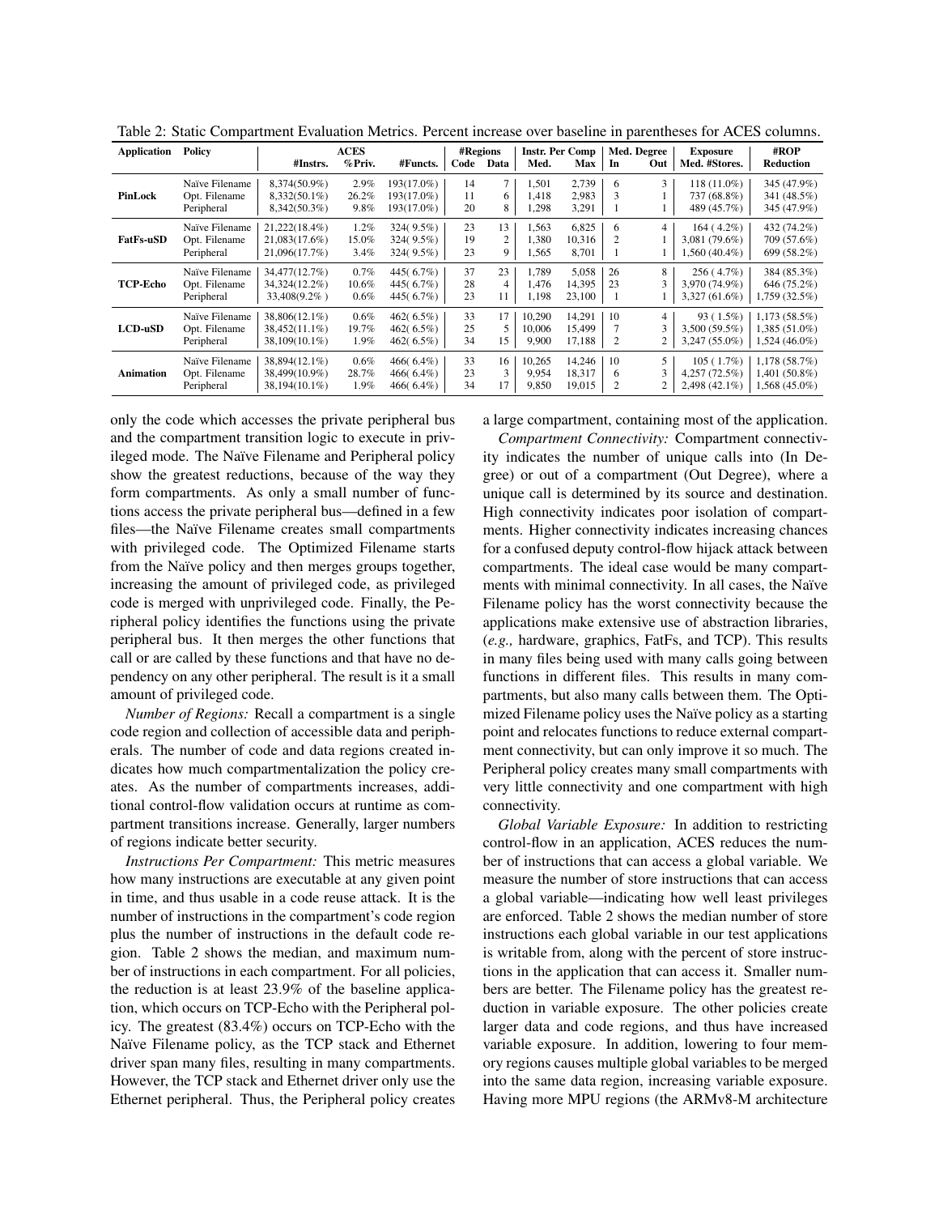Table 2: Static Compartment Evaluation Metrics. Percent increase over baseline in parentheses for ACES columns.

| Application | Policy | ACES | | | #Regions | | Instr. Per Comp | | Med. Degree | | Exposure | #ROP |
|---|---|---|---|---|---|---|---|---|---|---|---|---|
| | | #Instrs. | %Priv. | #Functs. | Code | Data | Med. | Max | In | Out | Med. #Stores. | Reduction |
| **PinLock** | Naïve Filename | 8,374(50.9%) | 2.9% | 193(17.0%) | 14 | 7 | 1,501 | 2,739 | 6 | 3 | 118 (11.0%) | 345 (47.9%) |
| | Opt. Filename | 8,332(50.1%) | 26.2% | 193(17.0%) | 11 | 6 | 1,418 | 2,983 | 3 | 1 | 737 (68.8%) | 341 (48.5%) |
| | Peripheral | 8,342(50.3%) | 9.8% | 193(17.0%) | 20 | 8 | 1,298 | 3,291 | 1 | 1 | 489 (45.7%) | 345 (47.9%) |
| **FatFs-uSD** | Naïve Filename | 21,222(18.4%) | 1.2% | 324( 9.5%) | 23 | 13 | 1,563 | 6,825 | 6 | 4 | 164 ( 4.2%) | 432 (74.2%) |
| | Opt. Filename | 21,083(17.6%) | 15.0% | 324( 9.5%) | 19 | 2 | 1,380 | 10,316 | 2 | 1 | 3,081 (79.6%) | 709 (57.6%) |
| | Peripheral | 21,096(17.7%) | 3.4% | 324( 9.5%) | 23 | 9 | 1,565 | 8,701 | 1 | 1 | 1,560 (40.4%) | 699 (58.2%) |
| **TCP-Echo** | Naïve Filename | 34,477(12.7%) | 0.7% | 445( 6.7%) | 37 | 23 | 1,789 | 5,058 | 26 | 8 | 256 ( 4.7%) | 384 (85.3%) |
| | Opt. Filename | 34,324(12.2%) | 10.6% | 445( 6.7%) | 28 | 4 | 1,476 | 14,395 | 23 | 3 | 3,970 (74.9%) | 646 (75.2%) |
| | Peripheral | 33,408(9.2% ) | 0.6% | 445( 6.7%) | 23 | 11 | 1,198 | 23,100 | 1 | 1 | 3,327 (61.6%) | 1,759 (32.5%) |
| **LCD-uSD** | Naïve Filename | 38,806(12.1%) | 0.6% | 462( 6.5%) | 33 | 17 | 10,290 | 14,291 | 10 | 4 | 93 ( 1.5%) | 1,173 (58.5%) |
| | Opt. Filename | 38,452(11.1%) | 19.7% | 462( 6.5%) | 25 | 5 | 10,006 | 15,499 | 7 | 3 | 3,500 (59.5%) | 1,385 (51.0%) |
| | Peripheral | 38,109(10.1%) | 1.9% | 462( 6.5%) | 34 | 15 | 9,900 | 17,188 | 2 | 2 | 3,247 (55.0%) | 1,524 (46.0%) |
| **Animation** | Naïve Filename | 38,894(12.1%) | 0.6% | 466( 6.4%) | 33 | 16 | 10,265 | 14,246 | 10 | 5 | 105 ( 1.7%) | 1,178 (58.7%) |
| | Opt. Filename | 38,499(10.9%) | 28.7% | 466( 6.4%) | 23 | 3 | 9,954 | 18,317 | 6 | 3 | 4,257 (72.5%) | 1,401 (50.8%) |
| | Peripheral | 38,194(10.1%) | 1.9% | 466( 6.4%) | 34 | 17 | 9,850 | 19,015 | 2 | 2 | 2,498 (42.1%) | 1,568 (45.0%) |

only the code which accesses the private peripheral bus and the compartment transition logic to execute in privileged mode. The Naïve Filename and Peripheral policy show the greatest reductions, because of the way they form compartments. As only a small number of functions access the private peripheral bus—defined in a few files—the Naïve Filename creates small compartments with privileged code. The Optimized Filename starts from the Naïve policy and then merges groups together, increasing the amount of privileged code, as privileged code is merged with unprivileged code. Finally, the Peripheral policy identifies the functions using the private peripheral bus. It then merges the other functions that call or are called by these functions and that have no dependency on any other peripheral. The result is it a small amount of privileged code.

*Number of Regions:* Recall a compartment is a single code region and collection of accessible data and peripherals. The number of code and data regions created indicates how much compartmentalization the policy creates. As the number of compartments increases, additional control-flow validation occurs at runtime as compartment transitions increase. Generally, larger numbers of regions indicate better security.

*Instructions Per Compartment:* This metric measures how many instructions are executable at any given point in time, and thus usable in a code reuse attack. It is the number of instructions in the compartment's code region plus the number of instructions in the default code region. Table 2 shows the median, and maximum number of instructions in each compartment. For all policies, the reduction is at least 23.9% of the baseline application, which occurs on TCP-Echo with the Peripheral policy. The greatest (83.4%) occurs on TCP-Echo with the Naïve Filename policy, as the TCP stack and Ethernet driver span many files, resulting in many compartments. However, the TCP stack and Ethernet driver only use the Ethernet peripheral. Thus, the Peripheral policy creates a large compartment, containing most of the application.

*Compartment Connectivity:* Compartment connectivity indicates the number of unique calls into (In Degree) or out of a compartment (Out Degree), where a unique call is determined by its source and destination. High connectivity indicates poor isolation of compartments. Higher connectivity indicates increasing chances for a confused deputy control-flow hijack attack between compartments. The ideal case would be many compartments with minimal connectivity. In all cases, the Naïve Filename policy has the worst connectivity because the applications make extensive use of abstraction libraries, (*e.g.,* hardware, graphics, FatFs, and TCP). This results in many files being used with many calls going between functions in different files. This results in many compartments, but also many calls between them. The Optimized Filename policy uses the Naïve policy as a starting point and relocates functions to reduce external compartment connectivity, but can only improve it so much. The Peripheral policy creates many small compartments with very little connectivity and one compartment with high connectivity.

*Global Variable Exposure:* In addition to restricting control-flow in an application, ACES reduces the number of instructions that can access a global variable. We measure the number of store instructions that can access a global variable—indicating how well least privileges are enforced. Table 2 shows the median number of store instructions each global variable in our test applications is writable from, along with the percent of store instructions in the application that can access it. Smaller numbers are better. The Filename policy has the greatest reduction in variable exposure. The other policies create larger data and code regions, and thus have increased variable exposure. In addition, lowering to four memory regions causes multiple global variables to be merged into the same data region, increasing variable exposure. Having more MPU regions (the ARMv8-M architecture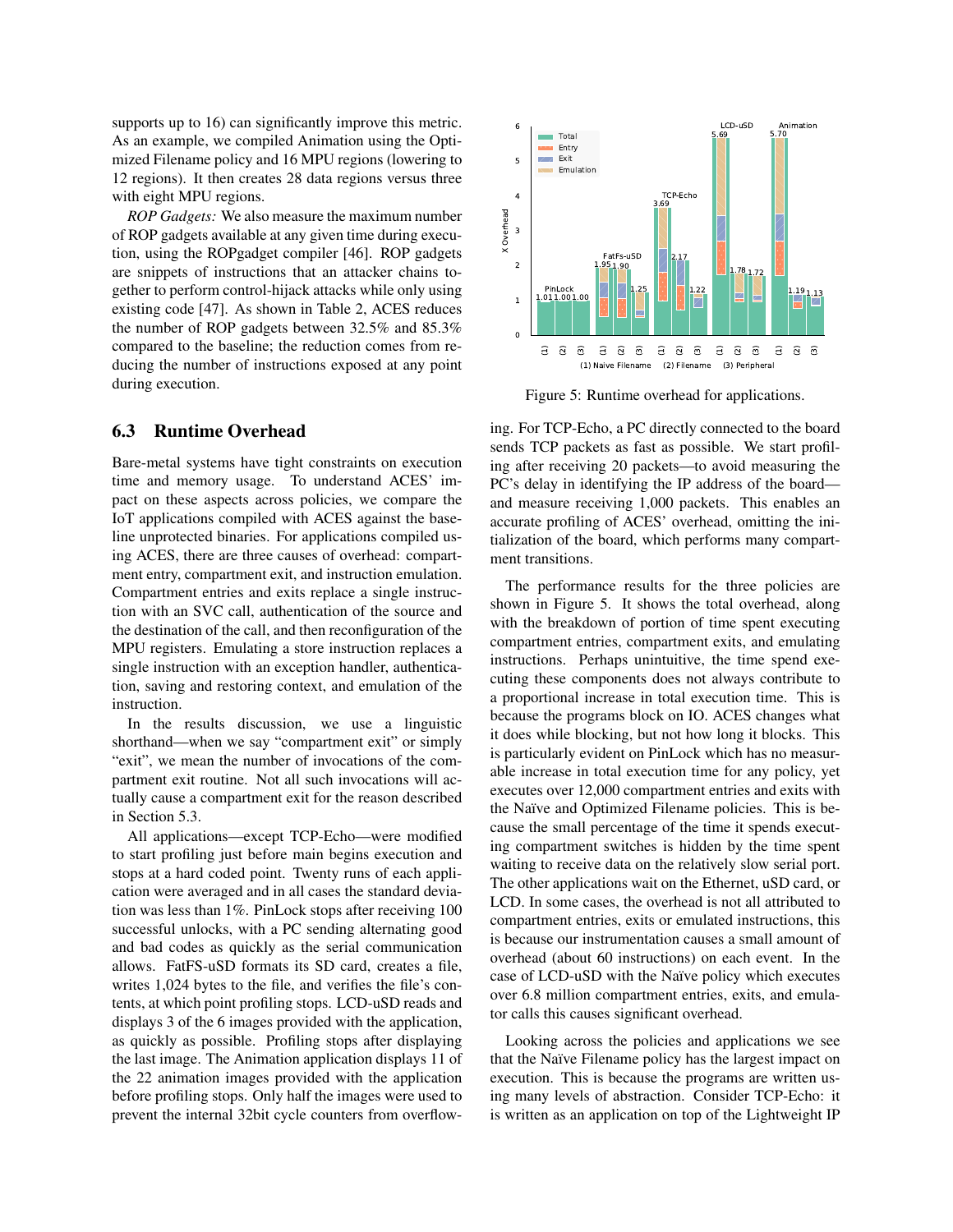supports up to 16) can significantly improve this metric. As an example, we compiled Animation using the Optimized Filename policy and 16 MPU regions (lowering to 12 regions). It then creates 28 data regions versus three with eight MPU regions.

*ROP Gadgets:* We also measure the maximum number of ROP gadgets available at any given time during execution, using the ROPgadget compiler [46]. ROP gadgets are snippets of instructions that an attacker chains together to perform control-hijack attacks while only using existing code [47]. As shown in Table 2, ACES reduces the number of ROP gadgets between 32.5% and 85.3% compared to the baseline; the reduction comes from reducing the number of instructions exposed at any point during execution.

## 6.3 Runtime Overhead

Bare-metal systems have tight constraints on execution time and memory usage. To understand ACES' impact on these aspects across policies, we compare the IoT applications compiled with ACES against the baseline unprotected binaries. For applications compiled using ACES, there are three causes of overhead: compartment entry, compartment exit, and instruction emulation. Compartment entries and exits replace a single instruction with an SVC call, authentication of the source and the destination of the call, and then reconfiguration of the MPU registers. Emulating a store instruction replaces a single instruction with an exception handler, authentication, saving and restoring context, and emulation of the instruction.

In the results discussion, we use a linguistic shorthand—when we say "compartment exit" or simply "exit", we mean the number of invocations of the compartment exit routine. Not all such invocations will actually cause a compartment exit for the reason described in Section 5.3.

All applications—except TCP-Echo—were modified to start profiling just before main begins execution and stops at a hard coded point. Twenty runs of each application were averaged and in all cases the standard deviation was less than 1%. PinLock stops after receiving 100 successful unlocks, with a PC sending alternating good and bad codes as quickly as the serial communication allows. FatFS-uSD formats its SD card, creates a file, writes 1,024 bytes to the file, and verifies the file's contents, at which point profiling stops. LCD-uSD reads and displays 3 of the 6 images provided with the application, as quickly as possible. Profiling stops after displaying the last image. The Animation application displays 11 of the 22 animation images provided with the application before profiling stops. Only half the images were used to prevent the internal 32bit cycle counters from overflowing. For TCP-Echo, a PC directly connected to the board sends TCP packets as fast as possible. We start profiling after receiving 20 packets—to avoid measuring the PC's delay in identifying the IP address of the board—and measure receiving 1,000 packets. This enables an accurate profiling of ACES' overhead, omitting the initialization of the board, which performs many compartment transitions.

Figure 5: Runtime overhead for applications.

The performance results for the three policies are shown in Figure 5. It shows the total overhead, along with the breakdown of portion of time spent executing compartment entries, compartment exits, and emulating instructions. Perhaps unintuitive, the time spend executing these components does not always contribute to a proportional increase in total execution time. This is because the programs block on IO. ACES changes what it does while blocking, but not how long it blocks. This is particularly evident on PinLock which has no measurable increase in total execution time for any policy, yet executes over 12,000 compartment entries and exits with the Naïve and Optimized Filename policies. This is because the small percentage of the time it spends executing compartment switches is hidden by the time spent waiting to receive data on the relatively slow serial port. The other applications wait on the Ethernet, uSD card, or LCD. In some cases, the overhead is not all attributed to compartment entries, exits or emulated instructions, this is because our instrumentation causes a small amount of overhead (about 60 instructions) on each event. In the case of LCD-uSD with the Naïve policy which executes over 6.8 million compartment entries, exits, and emulator calls this causes significant overhead.

Looking across the policies and applications we see that the Naïve Filename policy has the largest impact on execution. This is because the programs are written using many levels of abstraction. Consider TCP-Echo: it is written as an application on top of the Lightweight IP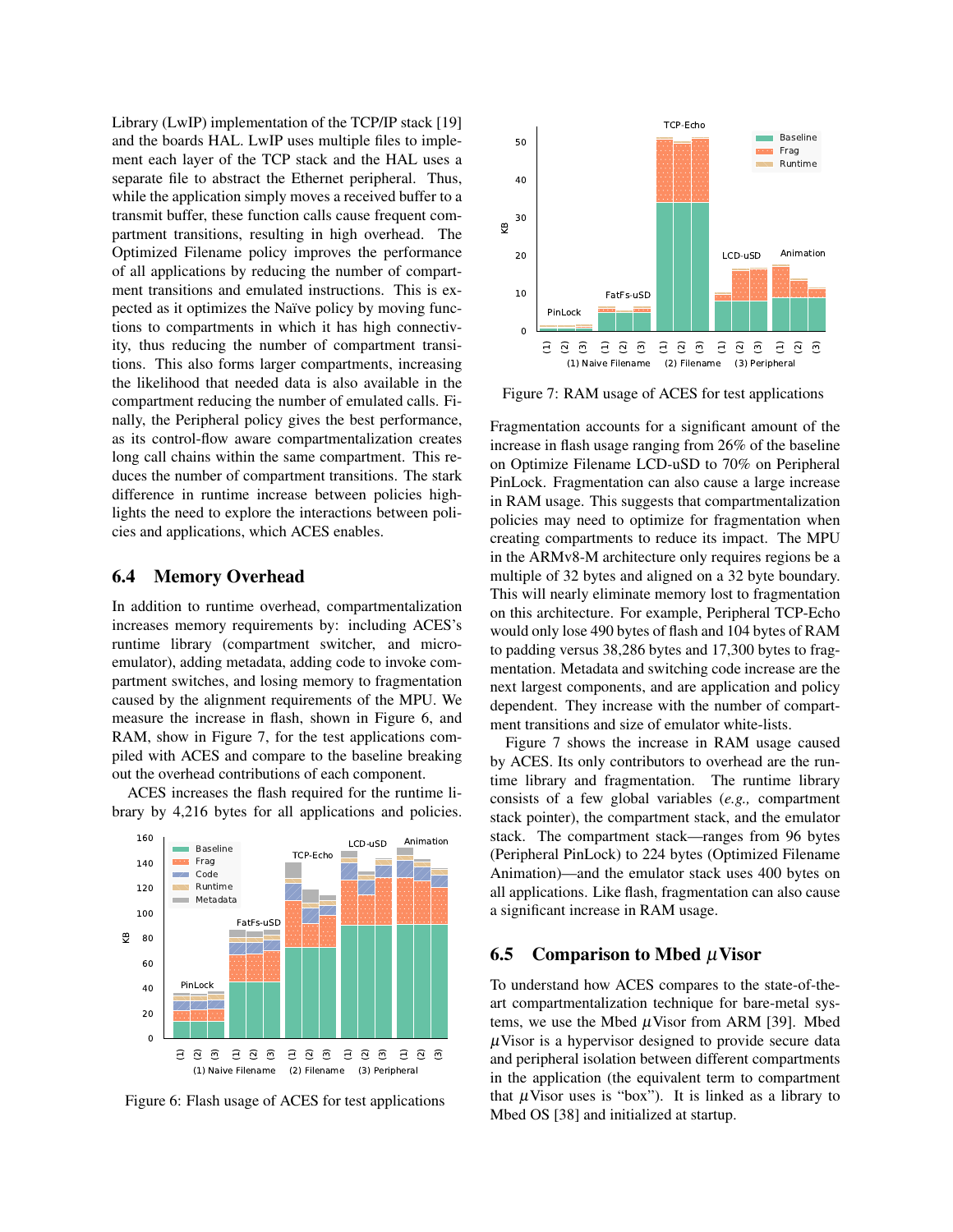Library (LwIP) implementation of the TCP/IP stack [19] and the boards HAL. LwIP uses multiple files to implement each layer of the TCP stack and the HAL uses a separate file to abstract the Ethernet peripheral. Thus, while the application simply moves a received buffer to a transmit buffer, these function calls cause frequent compartment transitions, resulting in high overhead. The Optimized Filename policy improves the performance of all applications by reducing the number of compartment transitions and emulated instructions. This is expected as it optimizes the Naïve policy by moving functions to compartments in which it has high connectivity, thus reducing the number of compartment transitions. This also forms larger compartments, increasing the likelihood that needed data is also available in the compartment reducing the number of emulated calls. Finally, the Peripheral policy gives the best performance, as its control-flow aware compartmentalization creates long call chains within the same compartment. This reduces the number of compartment transitions. The stark difference in runtime increase between policies highlights the need to explore the interactions between policies and applications, which ACES enables.

## 6.4 Memory Overhead

In addition to runtime overhead, compartmentalization increases memory requirements by: including ACES's runtime library (compartment switcher, and micro-emulator), adding metadata, adding code to invoke compartment switches, and losing memory to fragmentation caused by the alignment requirements of the MPU. We measure the increase in flash, shown in Figure 6, and RAM, show in Figure 7, for the test applications compiled with ACES and compare to the baseline breaking out the overhead contributions of each component.

ACES increases the flash required for the runtime library by 4,216 bytes for all applications and policies.

Figure 6: Flash usage of ACES for test applications

Figure 7: RAM usage of ACES for test applications

Fragmentation accounts for a significant amount of the increase in flash usage ranging from 26% of the baseline on Optimize Filename LCD-uSD to 70% on Peripheral PinLock. Fragmentation can also cause a large increase in RAM usage. This suggests that compartmentalization policies may need to optimize for fragmentation when creating compartments to reduce its impact. The MPU in the ARMv8-M architecture only requires regions be a multiple of 32 bytes and aligned on a 32 byte boundary. This will nearly eliminate memory lost to fragmentation on this architecture. For example, Peripheral TCP-Echo would only lose 490 bytes of flash and 104 bytes of RAM to padding versus 38,286 bytes and 17,300 bytes to fragmentation. Metadata and switching code increase are the next largest components, and are application and policy dependent. They increase with the number of compartment transitions and size of emulator white-lists.

Figure 7 shows the increase in RAM usage caused by ACES. Its only contributors to overhead are the runtime library and fragmentation. The runtime library consists of a few global variables (*e.g.,* compartment stack pointer), the compartment stack, and the emulator stack. The compartment stack—ranges from 96 bytes (Peripheral PinLock) to 224 bytes (Optimized Filename Animation)—and the emulator stack uses 400 bytes on all applications. Like flash, fragmentation can also cause a significant increase in RAM usage.

## 6.5 Comparison to Mbed $\mu$Visor

To understand how ACES compares to the state-of-the-art compartmentalization technique for bare-metal systems, we use the Mbed $\mu$Visor from ARM [39]. Mbed $\mu$Visor is a hypervisor designed to provide secure data and peripheral isolation between different compartments in the application (the equivalent term to compartment that $\mu$Visor uses is "box"). It is linked as a library to Mbed OS [38] and initialized at startup.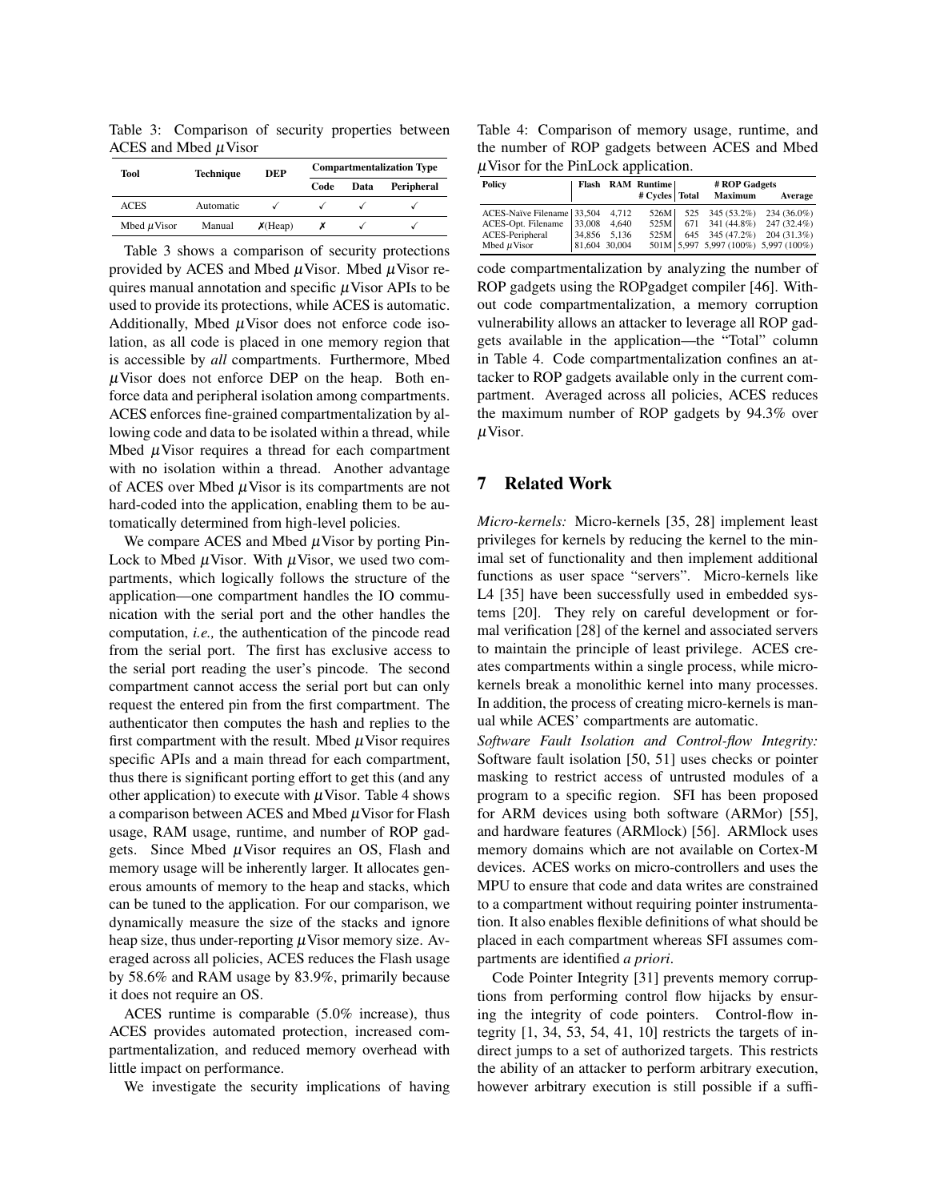Table 3: Comparison of security properties between ACES and Mbed $\mu$Visor

| Tool | Technique | DEP | Compartmentalization Type | | |
|---|---|---|---|---|---|
| | | | Code | Data | Peripheral |
| ACES | Automatic | ✓ | ✓ | ✓ | ✓ |
| Mbed $\mu$Visor | Manual | ✗(Heap) | ✗ | ✓ | ✓ |

Table 3 shows a comparison of security protections provided by ACES and Mbed $\mu$Visor. Mbed $\mu$Visor requires manual annotation and specific $\mu$Visor APIs to be used to provide its protections, while ACES is automatic. Additionally, Mbed $\mu$Visor does not enforce code isolation, as all code is placed in one memory region that is accessible by *all* compartments. Furthermore, Mbed $\mu$Visor does not enforce DEP on the heap. Both enforce data and peripheral isolation among compartments. ACES enforces fine-grained compartmentalization by allowing code and data to be isolated within a thread, while Mbed $\mu$Visor requires a thread for each compartment with no isolation within a thread. Another advantage of ACES over Mbed $\mu$Visor is its compartments are not hard-coded into the application, enabling them to be automatically determined from high-level policies.

We compare ACES and Mbed $\mu$Visor by porting PinLock to Mbed $\mu$Visor. With $\mu$Visor, we used two compartments, which logically follows the structure of the application—one compartment handles the IO communication with the serial port and the other handles the computation, *i.e.,* the authentication of the pincode read from the serial port. The first has exclusive access to the serial port reading the user's pincode. The second compartment cannot access the serial port but can only request the entered pin from the first compartment. The authenticator then computes the hash and replies to the first compartment with the result. Mbed $\mu$Visor requires specific APIs and a main thread for each compartment, thus there is significant porting effort to get this (and any other application) to execute with $\mu$Visor. Table 4 shows a comparison between ACES and Mbed $\mu$Visor for Flash usage, RAM usage, runtime, and number of ROP gadgets. Since Mbed $\mu$Visor requires an OS, Flash and memory usage will be inherently larger. It allocates generous amounts of memory to the heap and stacks, which can be tuned to the application. For our comparison, we dynamically measure the size of the stacks and ignore heap size, thus under-reporting $\mu$Visor memory size. Averaged across all policies, ACES reduces the Flash usage by 58.6% and RAM usage by 83.9%, primarily because it does not require an OS.

ACES runtime is comparable (5.0% increase), thus ACES provides automated protection, increased compartmentalization, and reduced memory overhead with little impact on performance.

We investigate the security implications of having code compartmentalization by analyzing the number of ROP gadgets using the ROPgadget compiler [46]. Without code compartmentalization, a memory corruption vulnerability allows an attacker to leverage all ROP gadgets available in the application—the "Total" column in Table 4. Code compartmentalization confines an attacker to ROP gadgets available only in the current compartment. Averaged across all policies, ACES reduces the maximum number of ROP gadgets by 94.3% over $\mu$Visor.

Table 4: Comparison of memory usage, runtime, and the number of ROP gadgets between ACES and Mbed $\mu$Visor for the PinLock application.

| Policy | Flash | RAM | Runtime | # ROP Gadgets | | |
|---|---|---|---|---|---|---|
| | | | # Cycles | Total | Maximum | Average |
| ACES-Naïve Filename | 33,504 | 4,712 | 526M | 525 | 345 (53.2%) | 234 (36.0%) |
| ACES-Opt. Filename | 33,008 | 4,640 | 525M | 671 | 341 (44.8%) | 247 (32.4%) |
| ACES-Peripheral | 34,856 | 5,136 | 525M | 645 | 345 (47.2%) | 204 (31.3%) |
| Mbed $\mu$Visor | 81,604 | 30,004 | 501M | 5,997 | 5,997 (100%) | 5,997 (100%) |

## 7 Related Work

*Micro-kernels:* Micro-kernels [35, 28] implement least privileges for kernels by reducing the kernel to the minimal set of functionality and then implement additional functions as user space "servers". Micro-kernels like L4 [35] have been successfully used in embedded systems [20]. They rely on careful development or formal verification [28] of the kernel and associated servers to maintain the principle of least privilege. ACES creates compartments within a single process, while micro-kernels break a monolithic kernel into many processes. In addition, the process of creating micro-kernels is manual while ACES' compartments are automatic.

*Software Fault Isolation and Control-flow Integrity:* Software fault isolation [50, 51] uses checks or pointer masking to restrict access of untrusted modules of a program to a specific region. SFI has been proposed for ARM devices using both software (ARMor) [55], and hardware features (ARMlock) [56]. ARMlock uses memory domains which are not available on Cortex-M devices. ACES works on micro-controllers and uses the MPU to ensure that code and data writes are constrained to a compartment without requiring pointer instrumentation. It also enables flexible definitions of what should be placed in each compartment whereas SFI assumes compartments are identified *a priori*.

Code Pointer Integrity [31] prevents memory corruptions from performing control flow hijacks by ensuring the integrity of code pointers. Control-flow integrity [1, 34, 53, 54, 41, 10] restricts the targets of indirect jumps to a set of authorized targets. This restricts the ability of an attacker to perform arbitrary execution, however arbitrary execution is still possible if a suffi-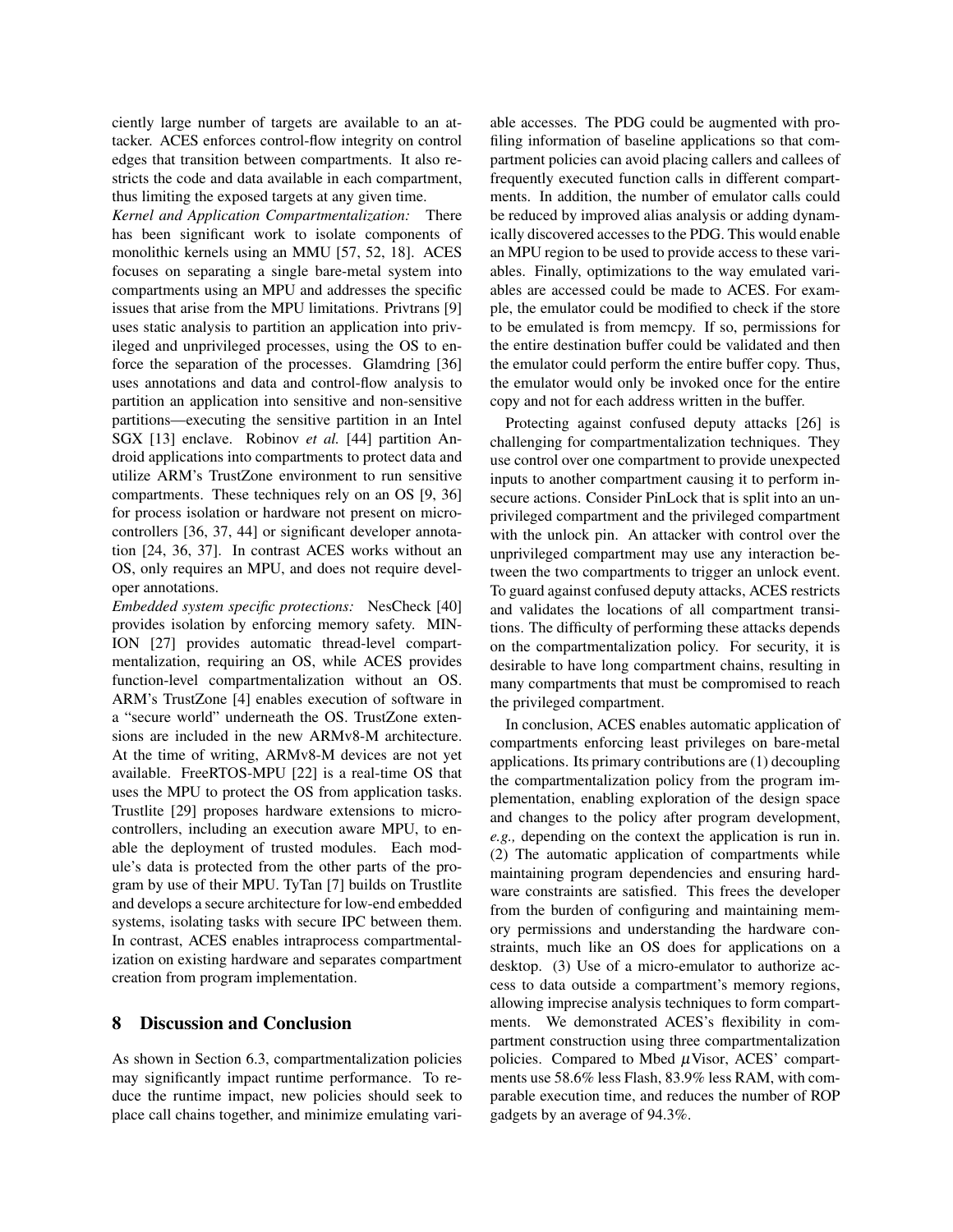ciently large number of targets are available to an attacker. ACES enforces control-flow integrity on control edges that transition between compartments. It also restricts the code and data available in each compartment, thus limiting the exposed targets at any given time.

*Kernel and Application Compartmentalization:* There has been significant work to isolate components of monolithic kernels using an MMU [57, 52, 18]. ACES focuses on separating a single bare-metal system into compartments using an MPU and addresses the specific issues that arise from the MPU limitations. Privtrans [9] uses static analysis to partition an application into privileged and unprivileged processes, using the OS to enforce the separation of the processes. Glamdring [36] uses annotations and data and control-flow analysis to partition an application into sensitive and non-sensitive partitions—executing the sensitive partition in an Intel SGX [13] enclave. Robinov *et al.* [44] partition Android applications into compartments to protect data and utilize ARM's TrustZone environment to run sensitive compartments. These techniques rely on an OS [9, 36] for process isolation or hardware not present on microcontrollers [36, 37, 44] or significant developer annotation [24, 36, 37]. In contrast ACES works without an OS, only requires an MPU, and does not require developer annotations.

*Embedded system specific protections:* NesCheck [40] provides isolation by enforcing memory safety. MINION [27] provides automatic thread-level compartmentalization, requiring an OS, while ACES provides function-level compartmentalization without an OS. ARM's TrustZone [4] enables execution of software in a "secure world" underneath the OS. TrustZone extensions are included in the new ARMv8-M architecture. At the time of writing, ARMv8-M devices are not yet available. FreeRTOS-MPU [22] is a real-time OS that uses the MPU to protect the OS from application tasks. Trustlite [29] proposes hardware extensions to microcontrollers, including an execution aware MPU, to enable the deployment of trusted modules. Each module's data is protected from the other parts of the program by use of their MPU. TyTan [7] builds on Trustlite and develops a secure architecture for low-end embedded systems, isolating tasks with secure IPC between them. In contrast, ACES enables intraprocess compartmentalization on existing hardware and separates compartment creation from program implementation.

## 8 Discussion and Conclusion

As shown in Section 6.3, compartmentalization policies may significantly impact runtime performance. To reduce the runtime impact, new policies should seek to place call chains together, and minimize emulating variable accesses. The PDG could be augmented with profiling information of baseline applications so that compartment policies can avoid placing callers and callees of frequently executed function calls in different compartments. In addition, the number of emulator calls could be reduced by improved alias analysis or adding dynamically discovered accesses to the PDG. This would enable an MPU region to be used to provide access to these variables. Finally, optimizations to the way emulated variables are accessed could be made to ACES. For example, the emulator could be modified to check if the store to be emulated is from memcpy. If so, permissions for the entire destination buffer could be validated and then the emulator could perform the entire buffer copy. Thus, the emulator would only be invoked once for the entire copy and not for each address written in the buffer.

Protecting against confused deputy attacks [26] is challenging for compartmentalization techniques. They use control over one compartment to provide unexpected inputs to another compartment causing it to perform insecure actions. Consider PinLock that is split into an unprivileged compartment and the privileged compartment with the unlock pin. An attacker with control over the unprivileged compartment may use any interaction between the two compartments to trigger an unlock event. To guard against confused deputy attacks, ACES restricts and validates the locations of all compartment transitions. The difficulty of performing these attacks depends on the compartmentalization policy. For security, it is desirable to have long compartment chains, resulting in many compartments that must be compromised to reach the privileged compartment.

In conclusion, ACES enables automatic application of compartments enforcing least privileges on bare-metal applications. Its primary contributions are (1) decoupling the compartmentalization policy from the program implementation, enabling exploration of the design space and changes to the policy after program development, *e.g.,* depending on the context the application is run in. (2) The automatic application of compartments while maintaining program dependencies and ensuring hardware constraints are satisfied. This frees the developer from the burden of configuring and maintaining memory permissions and understanding the hardware constraints, much like an OS does for applications on a desktop. (3) Use of a micro-emulator to authorize access to data outside a compartment's memory regions, allowing imprecise analysis techniques to form compartments. We demonstrated ACES's flexibility in compartment construction using three compartmentalization policies. Compared to Mbed $\mu$Visor, ACES' compartments use 58.6% less Flash, 83.9% less RAM, with comparable execution time, and reduces the number of ROP gadgets by an average of 94.3%.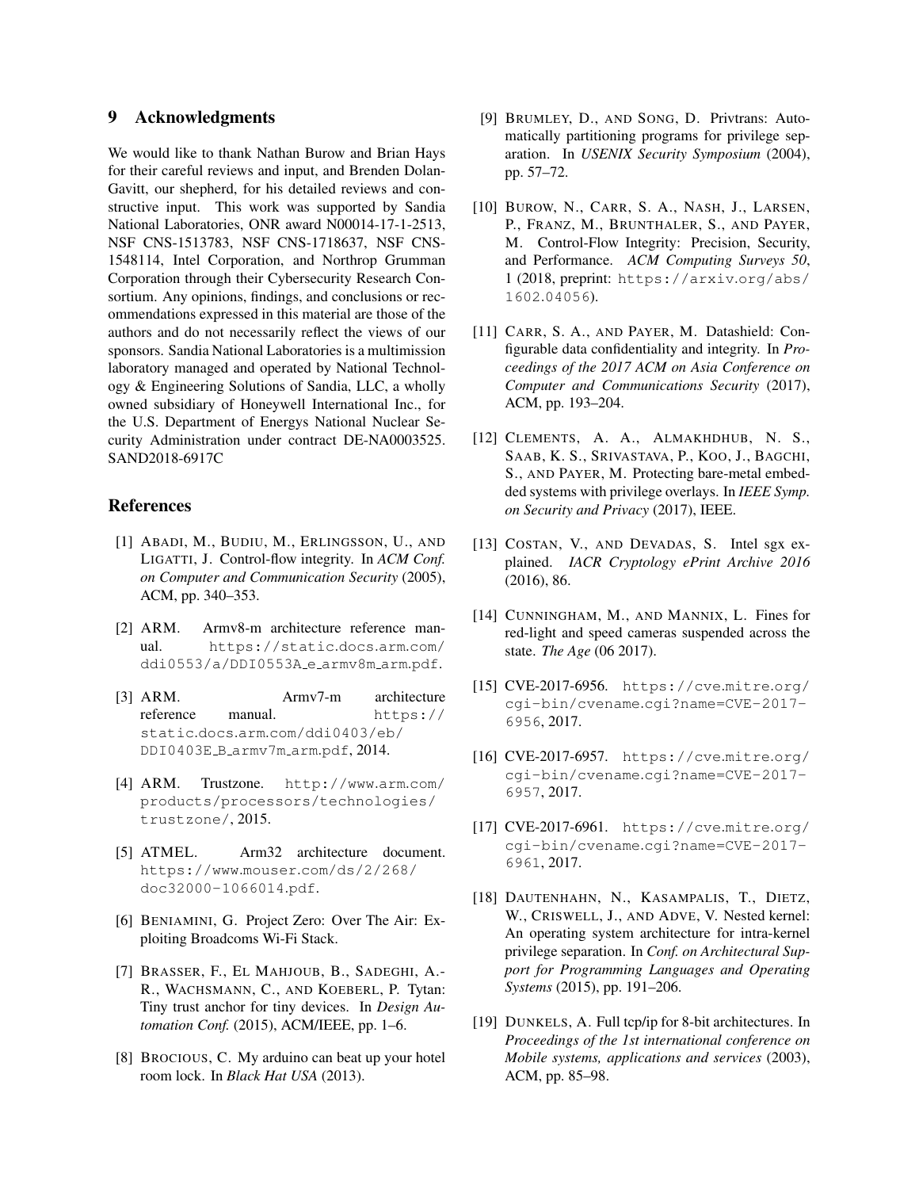## 9 Acknowledgments

We would like to thank Nathan Burow and Brian Hays for their careful reviews and input, and Brenden Dolan-Gavitt, our shepherd, for his detailed reviews and constructive input. This work was supported by Sandia National Laboratories, ONR award N00014-17-1-2513, NSF CNS-1513783, NSF CNS-1718637, NSF CNS-1548114, Intel Corporation, and Northrop Grumman Corporation through their Cybersecurity Research Consortium. Any opinions, findings, and conclusions or recommendations expressed in this material are those of the authors and do not necessarily reflect the views of our sponsors. Sandia National Laboratories is a multimission laboratory managed and operated by National Technology & Engineering Solutions of Sandia, LLC, a wholly owned subsidiary of Honeywell International Inc., for the U.S. Department of Energys National Nuclear Security Administration under contract DE-NA0003525. SAND2018-6917C

## References

[1] ABADI, M., BUDIU, M., ERLINGSSON, U., AND LIGATTI, J. Control-flow integrity. In *ACM Conf. on Computer and Communication Security* (2005), ACM, pp. 340–353.

[2] ARM. Armv8-m architecture reference manual. `https://static.docs.arm.com/ddi0553/a/DDI0553A_e_armv8m_arm.pdf`.

[3] ARM. Armv7-m architecture reference manual. `https://static.docs.arm.com/ddi0403/eb/DDI0403E_B_armv7m_arm.pdf`, 2014.

[4] ARM. Trustzone. `http://www.arm.com/products/processors/technologies/trustzone/`, 2015.

[5] ATMEL. Arm32 architecture document. `https://www.mouser.com/ds/2/268/doc32000-1066014.pdf`.

[6] BENIAMINI, G. Project Zero: Over The Air: Exploiting Broadcoms Wi-Fi Stack.

[7] BRASSER, F., EL MAHJOUB, B., SADEGHI, A.-R., WACHSMANN, C., AND KOEBERL, P. Tytan: Tiny trust anchor for tiny devices. In *Design Automation Conf.* (2015), ACM/IEEE, pp. 1–6.

[8] BROCIOUS, C. My arduino can beat up your hotel room lock. In *Black Hat USA* (2013).

[9] BRUMLEY, D., AND SONG, D. Privtrans: Automatically partitioning programs for privilege separation. In *USENIX Security Symposium* (2004), pp. 57–72.

[10] BUROW, N., CARR, S. A., NASH, J., LARSEN, P., FRANZ, M., BRUNTHALER, S., AND PAYER, M. Control-Flow Integrity: Precision, Security, and Performance. *ACM Computing Surveys 50*, 1 (2018, preprint: `https://arxiv.org/abs/1602.04056`).

[11] CARR, S. A., AND PAYER, M. Datashield: Configurable data confidentiality and integrity. In *Proceedings of the 2017 ACM on Asia Conference on Computer and Communications Security* (2017), ACM, pp. 193–204.

[12] CLEMENTS, A. A., ALMAKHDHUB, N. S., SAAB, K. S., SRIVASTAVA, P., KOO, J., BAGCHI, S., AND PAYER, M. Protecting bare-metal embedded systems with privilege overlays. In *IEEE Symp. on Security and Privacy* (2017), IEEE.

[13] COSTAN, V., AND DEVADAS, S. Intel sgx explained. *IACR Cryptology ePrint Archive 2016* (2016), 86.

[14] CUNNINGHAM, M., AND MANNIX, L. Fines for red-light and speed cameras suspended across the state. *The Age* (06 2017).

[15] CVE-2017-6956. `https://cve.mitre.org/cgi-bin/cvename.cgi?name=CVE-2017-6956`, 2017.

[16] CVE-2017-6957. `https://cve.mitre.org/cgi-bin/cvename.cgi?name=CVE-2017-6957`, 2017.

[17] CVE-2017-6961. `https://cve.mitre.org/cgi-bin/cvename.cgi?name=CVE-2017-6961`, 2017.

[18] DAUTENHAHN, N., KASAMPALIS, T., DIETZ, W., CRISWELL, J., AND ADVE, V. Nested kernel: An operating system architecture for intra-kernel privilege separation. In *Conf. on Architectural Support for Programming Languages and Operating Systems* (2015), pp. 191–206.

[19] DUNKELS, A. Full tcp/ip for 8-bit architectures. In *Proceedings of the 1st international conference on Mobile systems, applications and services* (2003), ACM, pp. 85–98.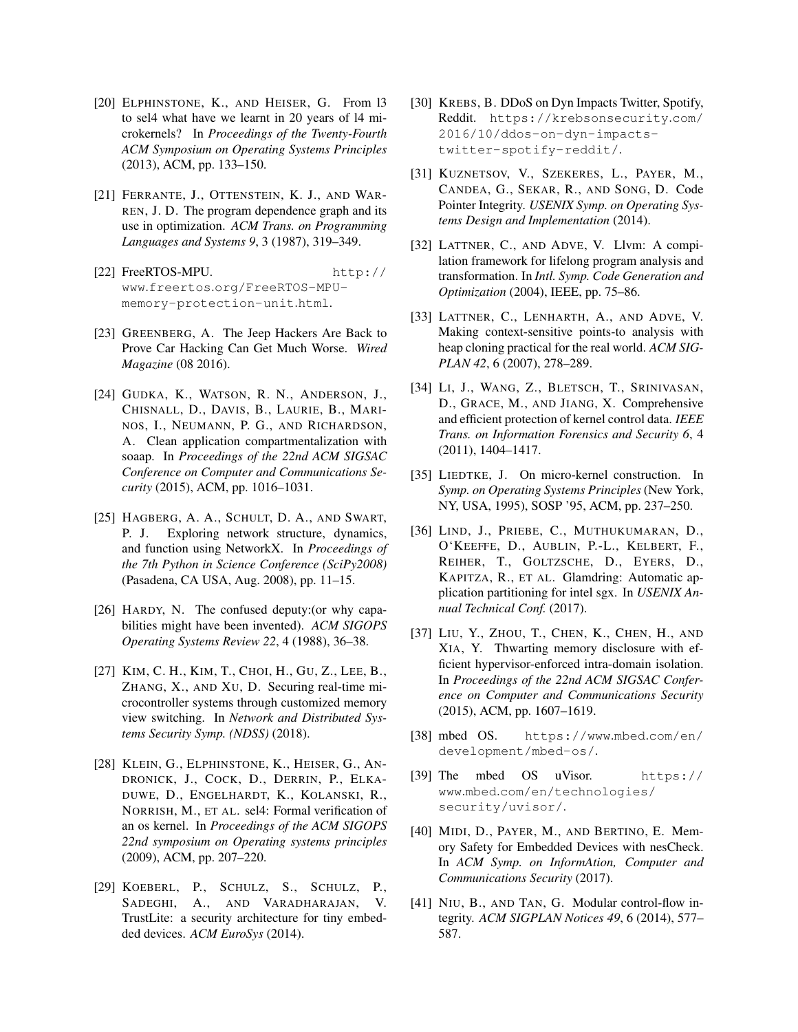[20] Elphinstone, K., and Heiser, G. From l3 to sel4 what have we learnt in 20 years of l4 microkernels? In *Proceedings of the Twenty-Fourth ACM Symposium on Operating Systems Principles* (2013), ACM, pp. 133–150.

[21] Ferrante, J., Ottenstein, K. J., and Warren, J. D. The program dependence graph and its use in optimization. *ACM Trans. on Programming Languages and Systems 9*, 3 (1987), 319–349.

[22] FreeRTOS-MPU. http://www.freertos.org/FreeRTOS-MPU-memory-protection-unit.html.

[23] Greenberg, A. The Jeep Hackers Are Back to Prove Car Hacking Can Get Much Worse. *Wired Magazine* (08 2016).

[24] Gudka, K., Watson, R. N., Anderson, J., Chisnall, D., Davis, B., Laurie, B., Marinos, I., Neumann, P. G., and Richardson, A. Clean application compartmentalization with soaap. In *Proceedings of the 22nd ACM SIGSAC Conference on Computer and Communications Security* (2015), ACM, pp. 1016–1031.

[25] Hagberg, A. A., Schult, D. A., and Swart, P. J. Exploring network structure, dynamics, and function using NetworkX. In *Proceedings of the 7th Python in Science Conference (SciPy2008)* (Pasadena, CA USA, Aug. 2008), pp. 11–15.

[26] Hardy, N. The confused deputy:(or why capabilities might have been invented). *ACM SIGOPS Operating Systems Review 22*, 4 (1988), 36–38.

[27] Kim, C. H., Kim, T., Choi, H., Gu, Z., Lee, B., Zhang, X., and Xu, D. Securing real-time microcontroller systems through customized memory view switching. In *Network and Distributed Systems Security Symp. (NDSS)* (2018).

[28] Klein, G., Elphinstone, K., Heiser, G., Andronick, J., Cock, D., Derrin, P., Elkaduwe, D., Engelhardt, K., Kolanski, R., Norrish, M., et al. sel4: Formal verification of an os kernel. In *Proceedings of the ACM SIGOPS 22nd symposium on Operating systems principles* (2009), ACM, pp. 207–220.

[29] Koeberl, P., Schulz, S., Schulz, P., Sadeghi, A., and Varadharajan, V. TrustLite: a security architecture for tiny embedded devices. *ACM EuroSys* (2014).

[30] Krebs, B. DDoS on Dyn Impacts Twitter, Spotify, Reddit. https://krebsonsecurity.com/2016/10/ddos-on-dyn-impacts-twitter-spotify-reddit/.

[31] Kuznetsov, V., Szekeres, L., Payer, M., Candea, G., Sekar, R., and Song, D. Code Pointer Integrity. *USENIX Symp. on Operating Systems Design and Implementation* (2014).

[32] Lattner, C., and Adve, V. Llvm: A compilation framework for lifelong program analysis and transformation. In *Intl. Symp. Code Generation and Optimization* (2004), IEEE, pp. 75–86.

[33] Lattner, C., Lenharth, A., and Adve, V. Making context-sensitive points-to analysis with heap cloning practical for the real world. *ACM SIGPLAN 42*, 6 (2007), 278–289.

[34] Li, J., Wang, Z., Bletsch, T., Srinivasan, D., Grace, M., and Jiang, X. Comprehensive and efficient protection of kernel control data. *IEEE Trans. on Information Forensics and Security 6*, 4 (2011), 1404–1417.

[35] Liedtke, J. On micro-kernel construction. In *Symp. on Operating Systems Principles* (New York, NY, USA, 1995), SOSP '95, ACM, pp. 237–250.

[36] Lind, J., Priebe, C., Muthukumaran, D., O'Keeffe, D., Aublin, P.-L., Kelbert, F., Reiher, T., Goltzsche, D., Eyers, D., Kapitza, R., et al. Glamdring: Automatic application partitioning for intel sgx. In *USENIX Annual Technical Conf.* (2017).

[37] Liu, Y., Zhou, T., Chen, K., Chen, H., and Xia, Y. Thwarting memory disclosure with efficient hypervisor-enforced intra-domain isolation. In *Proceedings of the 22nd ACM SIGSAC Conference on Computer and Communications Security* (2015), ACM, pp. 1607–1619.

[38] mbed OS. https://www.mbed.com/en/development/mbed-os/.

[39] The mbed OS uVisor. https://www.mbed.com/en/technologies/security/uvisor/.

[40] Midi, D., Payer, M., and Bertino, E. Memory Safety for Embedded Devices with nesCheck. In *ACM Symp. on InformAtion, Computer and Communications Security* (2017).

[41] Niu, B., and Tan, G. Modular control-flow integrity. *ACM SIGPLAN Notices 49*, 6 (2014), 577–587.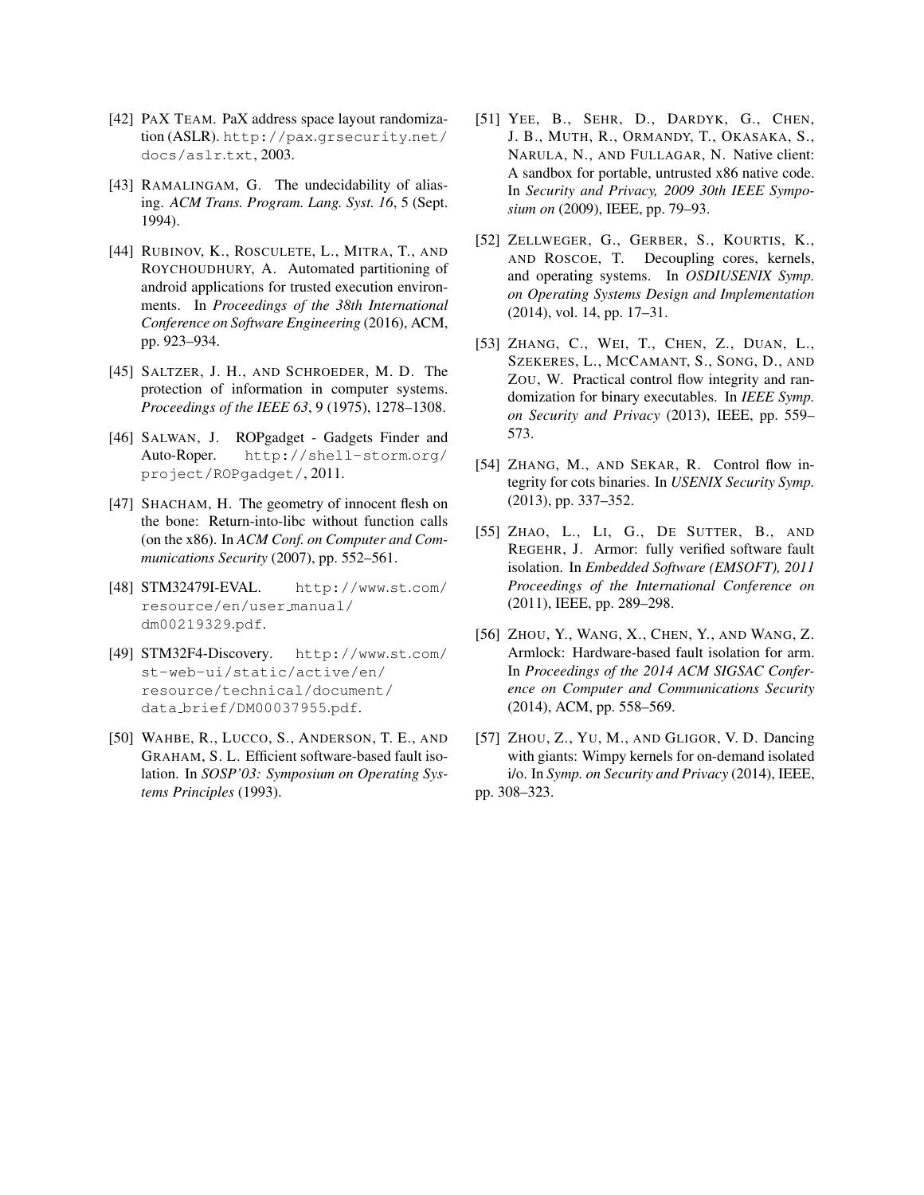[42] PaX Team. PaX address space layout randomization (ASLR). http://pax.grsecurity.net/docs/aslr.txt, 2003.

[43] Ramalingam, G. The undecidability of aliasing. *ACM Trans. Program. Lang. Syst. 16*, 5 (Sept. 1994).

[44] Rubinov, K., Rosculete, L., Mitra, T., and Roychoudhury, A. Automated partitioning of android applications for trusted execution environments. In *Proceedings of the 38th International Conference on Software Engineering* (2016), ACM, pp. 923–934.

[45] Saltzer, J. H., and Schroeder, M. D. The protection of information in computer systems. *Proceedings of the IEEE 63*, 9 (1975), 1278–1308.

[46] Salwan, J. ROPgadget - Gadgets Finder and Auto-Roper. http://shell-storm.org/project/ROPgadget/, 2011.

[47] Shacham, H. The geometry of innocent flesh on the bone: Return-into-libc without function calls (on the x86). In *ACM Conf. on Computer and Communications Security* (2007), pp. 552–561.

[48] STM32479I-EVAL. http://www.st.com/resource/en/user_manual/dm00219329.pdf.

[49] STM32F4-Discovery. http://www.st.com/st-web-ui/static/active/en/resource/technical/document/data_brief/DM00037955.pdf.

[50] Wahbe, R., Lucco, S., Anderson, T. E., and Graham, S. L. Efficient software-based fault isolation. In *SOSP'03: Symposium on Operating Systems Principles* (1993).

[51] Yee, B., Sehr, D., Dardyk, G., Chen, J. B., Muth, R., Ormandy, T., Okasaka, S., Narula, N., and Fullagar, N. Native client: A sandbox for portable, untrusted x86 native code. In *Security and Privacy, 2009 30th IEEE Symposium on* (2009), IEEE, pp. 79–93.

[52] Zellweger, G., Gerber, S., Kourtis, K., and Roscoe, T. Decoupling cores, kernels, and operating systems. In *OSDIUSENIX Symp. on Operating Systems Design and Implementation* (2014), vol. 14, pp. 17–31.

[53] Zhang, C., Wei, T., Chen, Z., Duan, L., Szekeres, L., McCamant, S., Song, D., and Zou, W. Practical control flow integrity and randomization for binary executables. In *IEEE Symp. on Security and Privacy* (2013), IEEE, pp. 559–573.

[54] Zhang, M., and Sekar, R. Control flow integrity for cots binaries. In *USENIX Security Symp.* (2013), pp. 337–352.

[55] Zhao, L., Li, G., De Sutter, B., and Regehr, J. Armor: fully verified software fault isolation. In *Embedded Software (EMSOFT), 2011 Proceedings of the International Conference on* (2011), IEEE, pp. 289–298.

[56] Zhou, Y., Wang, X., Chen, Y., and Wang, Z. Armlock: Hardware-based fault isolation for arm. In *Proceedings of the 2014 ACM SIGSAC Conference on Computer and Communications Security* (2014), ACM, pp. 558–569.

[57] Zhou, Z., Yu, M., and Gligor, V. D. Dancing with giants: Wimpy kernels for on-demand isolated i/o. In *Symp. on Security and Privacy* (2014), IEEE, pp. 308–323.